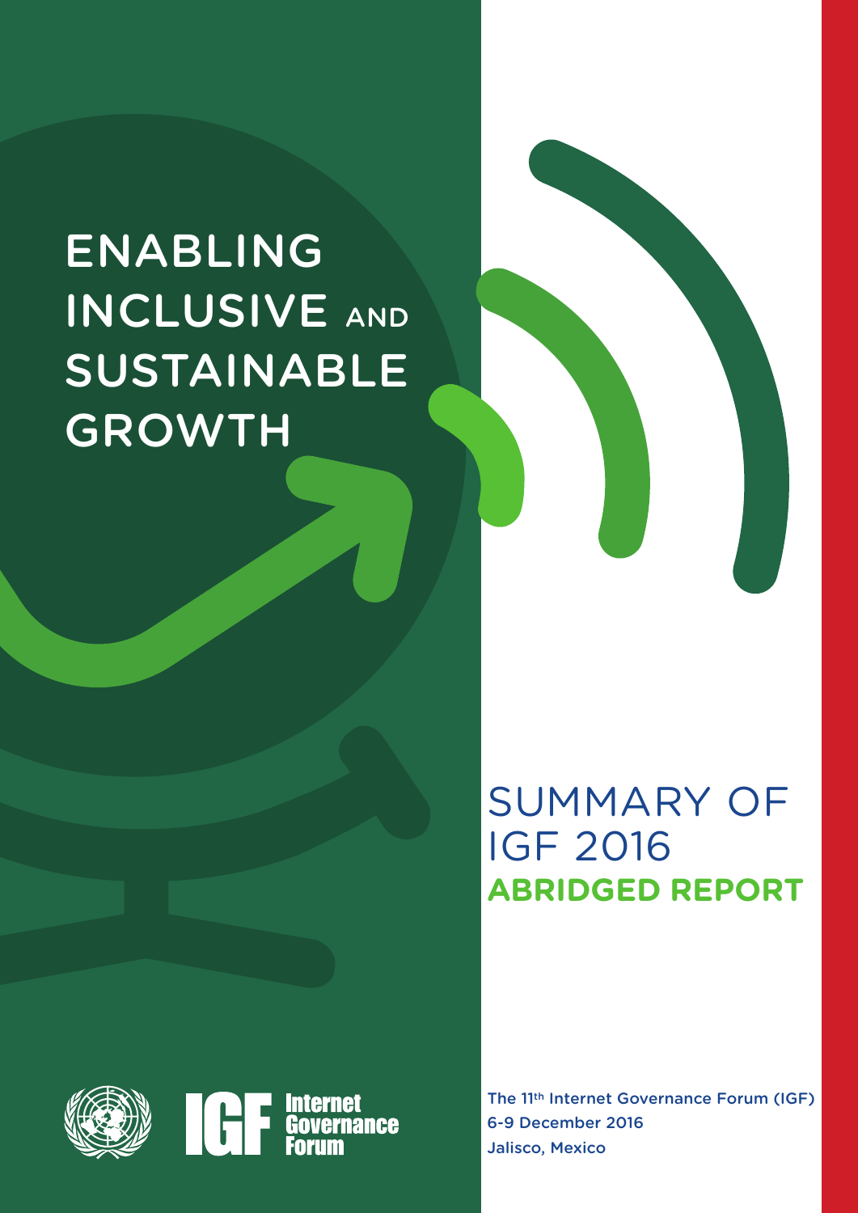# ENABLING INCLUSIVE AND SUSTAINABLE GROWTH

## SUMMARY OF IGF 2016

**ABRIDGED REPORT**

Internet Governance Forum

The 11th Internet Governance Forum (IGF)
6-9 December 2016
Jalisco, Mexico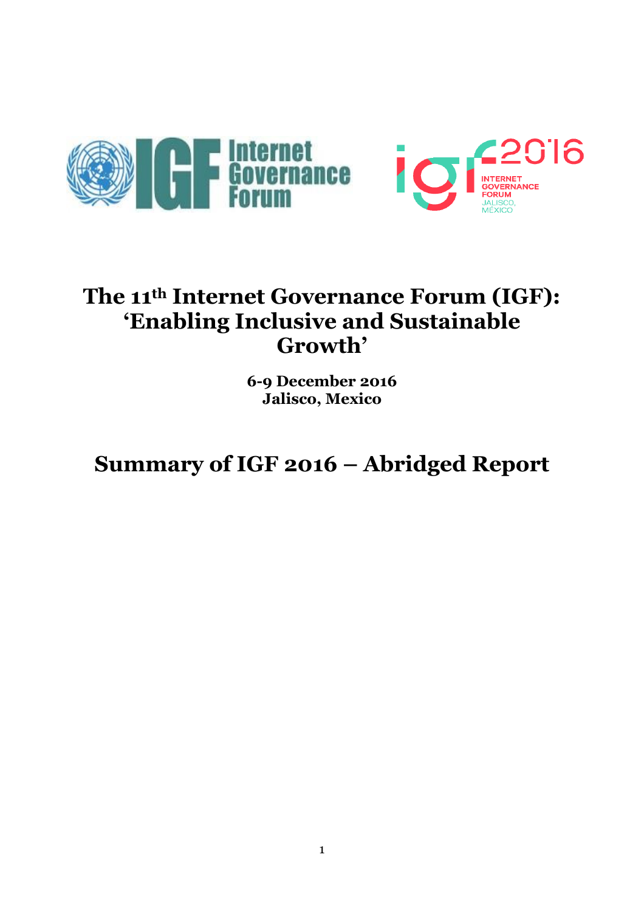# The 11th Internet Governance Forum (IGF): 'Enabling Inclusive and Sustainable Growth'

**6-9 December 2016**
**Jalisco, Mexico**

# Summary of IGF 2016 – Abridged Report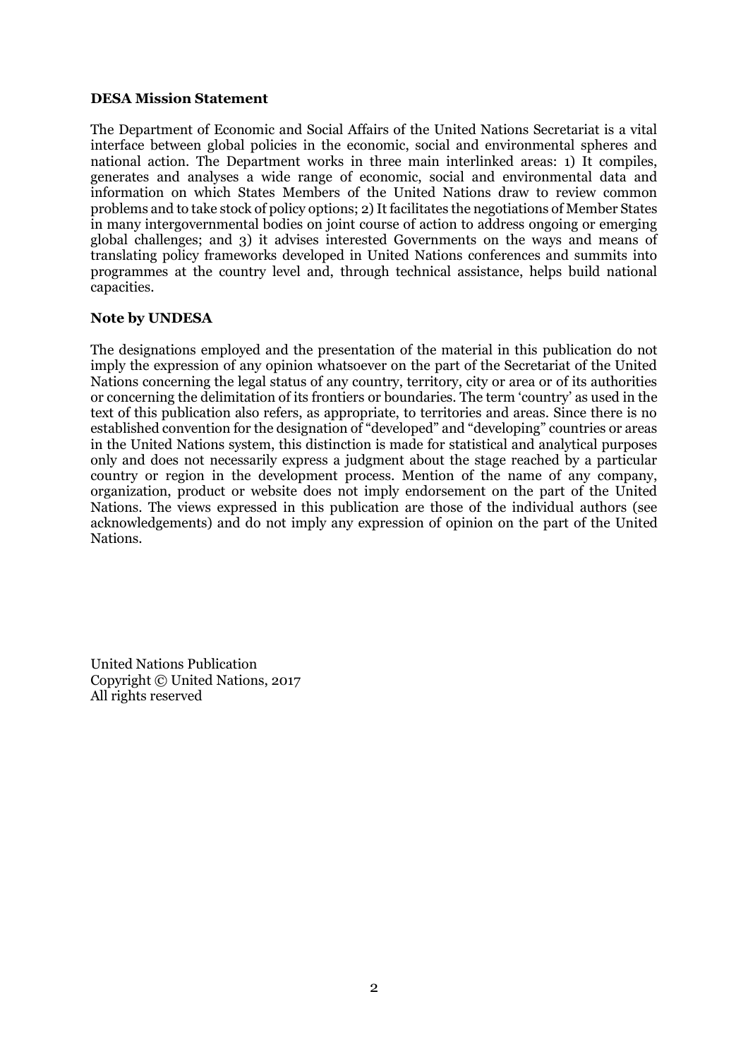**DESA Mission Statement**

The Department of Economic and Social Affairs of the United Nations Secretariat is a vital interface between global policies in the economic, social and environmental spheres and national action. The Department works in three main interlinked areas: 1) It compiles, generates and analyses a wide range of economic, social and environmental data and information on which States Members of the United Nations draw to review common problems and to take stock of policy options; 2) It facilitates the negotiations of Member States in many intergovernmental bodies on joint course of action to address ongoing or emerging global challenges; and 3) it advises interested Governments on the ways and means of translating policy frameworks developed in United Nations conferences and summits into programmes at the country level and, through technical assistance, helps build national capacities.

**Note by UNDESA**

The designations employed and the presentation of the material in this publication do not imply the expression of any opinion whatsoever on the part of the Secretariat of the United Nations concerning the legal status of any country, territory, city or area or of its authorities or concerning the delimitation of its frontiers or boundaries. The term 'country' as used in the text of this publication also refers, as appropriate, to territories and areas. Since there is no established convention for the designation of "developed" and "developing" countries or areas in the United Nations system, this distinction is made for statistical and analytical purposes only and does not necessarily express a judgment about the stage reached by a particular country or region in the development process. Mention of the name of any company, organization, product or website does not imply endorsement on the part of the United Nations. The views expressed in this publication are those of the individual authors (see acknowledgements) and do not imply any expression of opinion on the part of the United Nations.

United Nations Publication
Copyright © United Nations, 2017
All rights reserved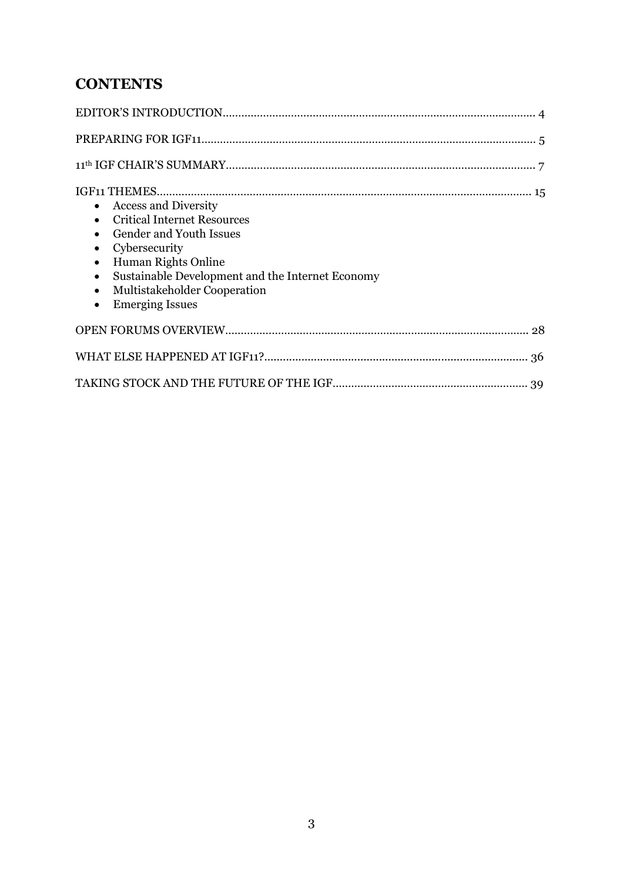## CONTENTS

EDITOR'S INTRODUCTION........................................ 4

PREPARING FOR IGF11........................................ 5

11th IGF CHAIR'S SUMMARY........................................ 7

IGF11 THEMES........................................ 15

- Access and Diversity
- Critical Internet Resources
- Gender and Youth Issues
- Cybersecurity
- Human Rights Online
- Sustainable Development and the Internet Economy
- Multistakeholder Cooperation
- Emerging Issues

OPEN FORUMS OVERVIEW........................................ 28

WHAT ELSE HAPPENED AT IGF11?........................................ 36

TAKING STOCK AND THE FUTURE OF THE IGF........................................ 39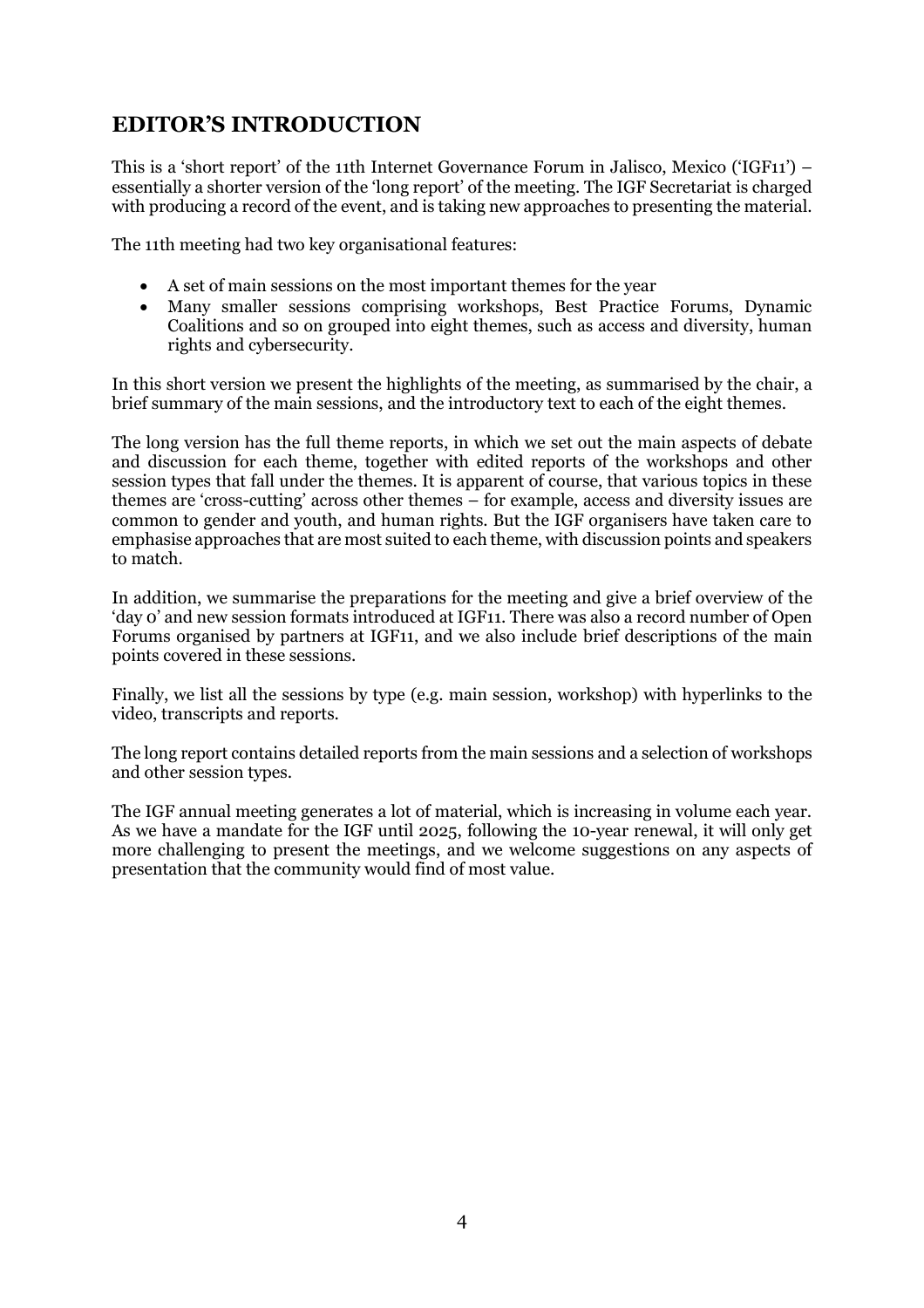## EDITOR'S INTRODUCTION

This is a 'short report' of the 11th Internet Governance Forum in Jalisco, Mexico ('IGF11') – essentially a shorter version of the 'long report' of the meeting. The IGF Secretariat is charged with producing a record of the event, and is taking new approaches to presenting the material.

The 11th meeting had two key organisational features:

- A set of main sessions on the most important themes for the year
- Many smaller sessions comprising workshops, Best Practice Forums, Dynamic Coalitions and so on grouped into eight themes, such as access and diversity, human rights and cybersecurity.

In this short version we present the highlights of the meeting, as summarised by the chair, a brief summary of the main sessions, and the introductory text to each of the eight themes.

The long version has the full theme reports, in which we set out the main aspects of debate and discussion for each theme, together with edited reports of the workshops and other session types that fall under the themes. It is apparent of course, that various topics in these themes are 'cross-cutting' across other themes – for example, access and diversity issues are common to gender and youth, and human rights. But the IGF organisers have taken care to emphasise approaches that are most suited to each theme, with discussion points and speakers to match.

In addition, we summarise the preparations for the meeting and give a brief overview of the 'day 0' and new session formats introduced at IGF11. There was also a record number of Open Forums organised by partners at IGF11, and we also include brief descriptions of the main points covered in these sessions.

Finally, we list all the sessions by type (e.g. main session, workshop) with hyperlinks to the video, transcripts and reports.

The long report contains detailed reports from the main sessions and a selection of workshops and other session types.

The IGF annual meeting generates a lot of material, which is increasing in volume each year. As we have a mandate for the IGF until 2025, following the 10-year renewal, it will only get more challenging to present the meetings, and we welcome suggestions on any aspects of presentation that the community would find of most value.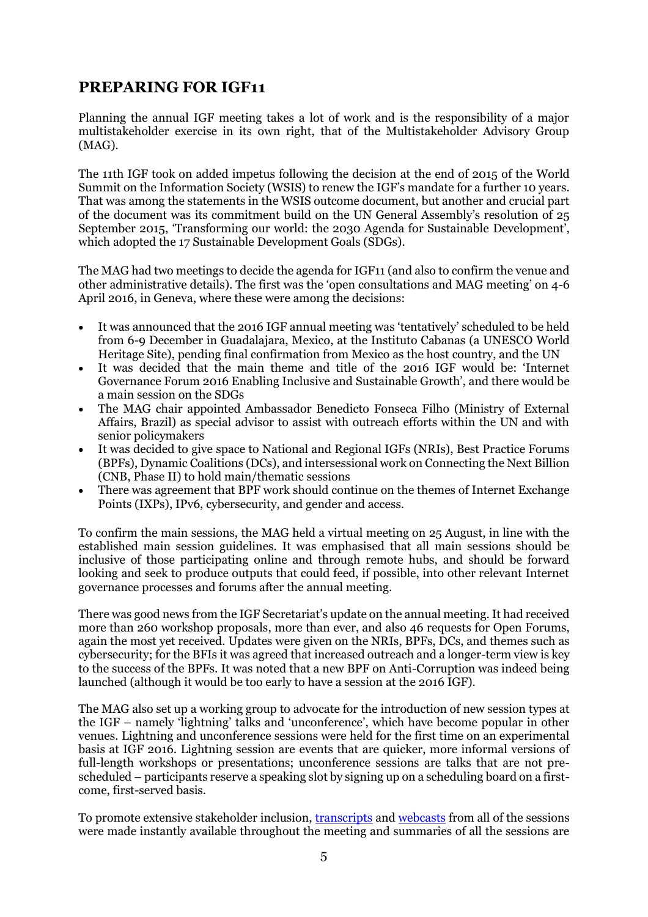## PREPARING FOR IGF11

Planning the annual IGF meeting takes a lot of work and is the responsibility of a major multistakeholder exercise in its own right, that of the Multistakeholder Advisory Group (MAG).

The 11th IGF took on added impetus following the decision at the end of 2015 of the World Summit on the Information Society (WSIS) to renew the IGF's mandate for a further 10 years. That was among the statements in the WSIS outcome document, but another and crucial part of the document was its commitment build on the UN General Assembly's resolution of 25 September 2015, 'Transforming our world: the 2030 Agenda for Sustainable Development', which adopted the 17 Sustainable Development Goals (SDGs).

The MAG had two meetings to decide the agenda for IGF11 (and also to confirm the venue and other administrative details). The first was the 'open consultations and MAG meeting' on 4-6 April 2016, in Geneva, where these were among the decisions:

- It was announced that the 2016 IGF annual meeting was 'tentatively' scheduled to be held from 6-9 December in Guadalajara, Mexico, at the Instituto Cabanas (a UNESCO World Heritage Site), pending final confirmation from Mexico as the host country, and the UN
- It was decided that the main theme and title of the 2016 IGF would be: 'Internet Governance Forum 2016 Enabling Inclusive and Sustainable Growth', and there would be a main session on the SDGs
- The MAG chair appointed Ambassador Benedicto Fonseca Filho (Ministry of External Affairs, Brazil) as special advisor to assist with outreach efforts within the UN and with senior policymakers
- It was decided to give space to National and Regional IGFs (NRIs), Best Practice Forums (BPFs), Dynamic Coalitions (DCs), and intersessional work on Connecting the Next Billion (CNB, Phase II) to hold main/thematic sessions
- There was agreement that BPF work should continue on the themes of Internet Exchange Points (IXPs), IPv6, cybersecurity, and gender and access.

To confirm the main sessions, the MAG held a virtual meeting on 25 August, in line with the established main session guidelines. It was emphasised that all main sessions should be inclusive of those participating online and through remote hubs, and should be forward looking and seek to produce outputs that could feed, if possible, into other relevant Internet governance processes and forums after the annual meeting.

There was good news from the IGF Secretariat's update on the annual meeting. It had received more than 260 workshop proposals, more than ever, and also 46 requests for Open Forums, again the most yet received. Updates were given on the NRIs, BPFs, DCs, and themes such as cybersecurity; for the BFIs it was agreed that increased outreach and a longer-term view is key to the success of the BPFs. It was noted that a new BPF on Anti-Corruption was indeed being launched (although it would be too early to have a session at the 2016 IGF).

The MAG also set up a working group to advocate for the introduction of new session types at the IGF – namely 'lightning' talks and 'unconference', which have become popular in other venues. Lightning and unconference sessions were held for the first time on an experimental basis at IGF 2016. Lightning session are events that are quicker, more informal versions of full-length workshops or presentations; unconference sessions are talks that are not pre-scheduled – participants reserve a speaking slot by signing up on a scheduling board on a first-come, first-served basis.

To promote extensive stakeholder inclusion, [transcripts] and [webcasts] from all of the sessions were made instantly available throughout the meeting and summaries of all the sessions are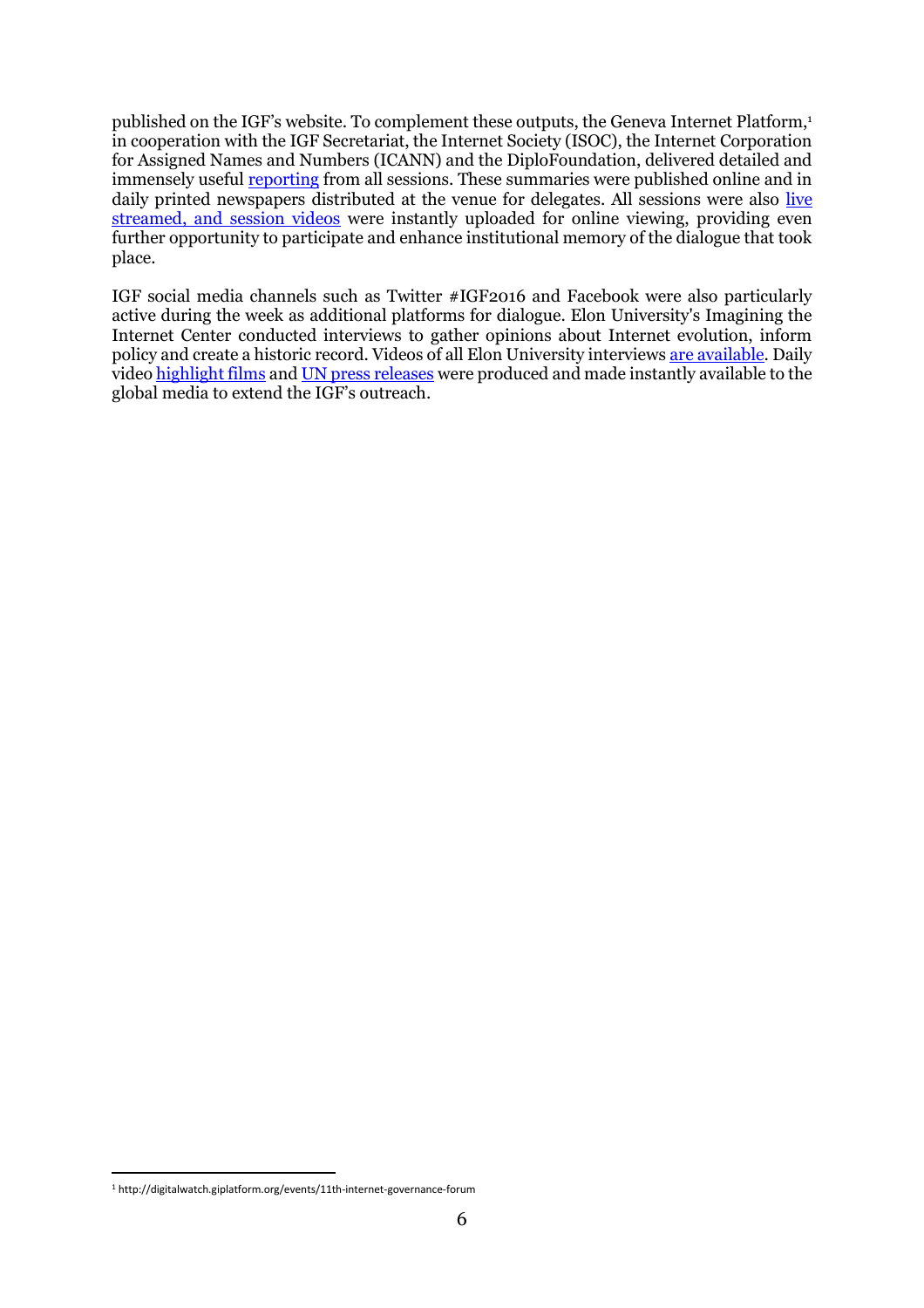published on the IGF's website. To complement these outputs, the Geneva Internet Platform,[1] in cooperation with the IGF Secretariat, the Internet Society (ISOC), the Internet Corporation for Assigned Names and Numbers (ICANN) and the DiploFoundation, delivered detailed and immensely useful reporting from all sessions. These summaries were published online and in daily printed newspapers distributed at the venue for delegates. All sessions were also live streamed, and session videos were instantly uploaded for online viewing, providing even further opportunity to participate and enhance institutional memory of the dialogue that took place.

IGF social media channels such as Twitter #IGF2016 and Facebook were also particularly active during the week as additional platforms for dialogue. Elon University's Imagining the Internet Center conducted interviews to gather opinions about Internet evolution, inform policy and create a historic record. Videos of all Elon University interviews are available. Daily video highlight films and UN press releases were produced and made instantly available to the global media to extend the IGF's outreach.

[1] http://digitalwatch.giplatform.org/events/11th-internet-governance-forum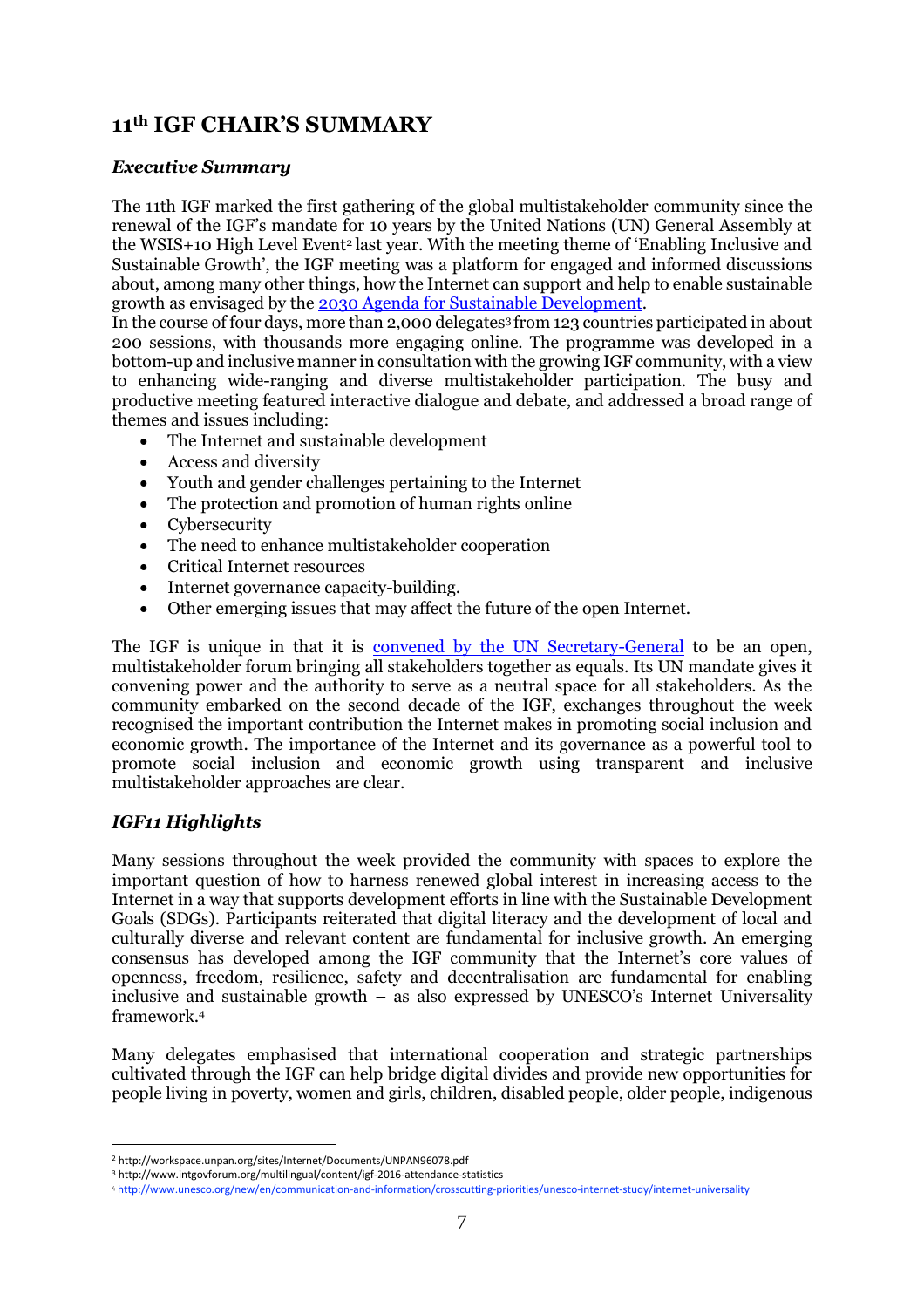# 11th IGF CHAIR'S SUMMARY

***Executive Summary***

The 11th IGF marked the first gathering of the global multistakeholder community since the renewal of the IGF's mandate for 10 years by the United Nations (UN) General Assembly at the WSIS+10 High Level Event[2] last year. With the meeting theme of 'Enabling Inclusive and Sustainable Growth', the IGF meeting was a platform for engaged and informed discussions about, among many other things, how the Internet can support and help to enable sustainable growth as envisaged by the 2030 Agenda for Sustainable Development.
In the course of four days, more than 2,000 delegates[3] from 123 countries participated in about 200 sessions, with thousands more engaging online. The programme was developed in a bottom-up and inclusive manner in consultation with the growing IGF community, with a view to enhancing wide-ranging and diverse multistakeholder participation. The busy and productive meeting featured interactive dialogue and debate, and addressed a broad range of themes and issues including:

- The Internet and sustainable development
- Access and diversity
- Youth and gender challenges pertaining to the Internet
- The protection and promotion of human rights online
- Cybersecurity
- The need to enhance multistakeholder cooperation
- Critical Internet resources
- Internet governance capacity-building.
- Other emerging issues that may affect the future of the open Internet.

The IGF is unique in that it is convened by the UN Secretary-General to be an open, multistakeholder forum bringing all stakeholders together as equals. Its UN mandate gives it convening power and the authority to serve as a neutral space for all stakeholders. As the community embarked on the second decade of the IGF, exchanges throughout the week recognised the important contribution the Internet makes in promoting social inclusion and economic growth. The importance of the Internet and its governance as a powerful tool to promote social inclusion and economic growth using transparent and inclusive multistakeholder approaches are clear.

***IGF11 Highlights***

Many sessions throughout the week provided the community with spaces to explore the important question of how to harness renewed global interest in increasing access to the Internet in a way that supports development efforts in line with the Sustainable Development Goals (SDGs). Participants reiterated that digital literacy and the development of local and culturally diverse and relevant content are fundamental for inclusive growth. An emerging consensus has developed among the IGF community that the Internet's core values of openness, freedom, resilience, safety and decentralisation are fundamental for enabling inclusive and sustainable growth – as also expressed by UNESCO's Internet Universality framework.[4]

Many delegates emphasised that international cooperation and strategic partnerships cultivated through the IGF can help bridge digital divides and provide new opportunities for people living in poverty, women and girls, children, disabled people, older people, indigenous

---

[2] http://workspace.unpan.org/sites/Internet/Documents/UNPAN96078.pdf
[3] http://www.intgovforum.org/multilingual/content/igf-2016-attendance-statistics
[4] http://www.unesco.org/new/en/communication-and-information/crosscutting-priorities/unesco-internet-study/internet-universality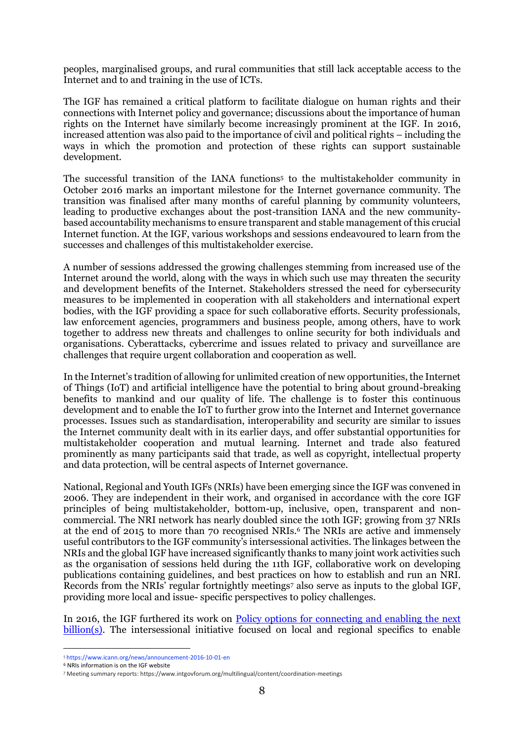peoples, marginalised groups, and rural communities that still lack acceptable access to the Internet and to and training in the use of ICTs.

The IGF has remained a critical platform to facilitate dialogue on human rights and their connections with Internet policy and governance; discussions about the importance of human rights on the Internet have similarly become increasingly prominent at the IGF. In 2016, increased attention was also paid to the importance of civil and political rights – including the ways in which the promotion and protection of these rights can support sustainable development.

The successful transition of the IANA functions[5] to the multistakeholder community in October 2016 marks an important milestone for the Internet governance community. The transition was finalised after many months of careful planning by community volunteers, leading to productive exchanges about the post-transition IANA and the new community-based accountability mechanisms to ensure transparent and stable management of this crucial Internet function. At the IGF, various workshops and sessions endeavoured to learn from the successes and challenges of this multistakeholder exercise.

A number of sessions addressed the growing challenges stemming from increased use of the Internet around the world, along with the ways in which such use may threaten the security and development benefits of the Internet. Stakeholders stressed the need for cybersecurity measures to be implemented in cooperation with all stakeholders and international expert bodies, with the IGF providing a space for such collaborative efforts. Security professionals, law enforcement agencies, programmers and business people, among others, have to work together to address new threats and challenges to online security for both individuals and organisations. Cyberattacks, cybercrime and issues related to privacy and surveillance are challenges that require urgent collaboration and cooperation as well.

In the Internet's tradition of allowing for unlimited creation of new opportunities, the Internet of Things (IoT) and artificial intelligence have the potential to bring about ground-breaking benefits to mankind and our quality of life. The challenge is to foster this continuous development and to enable the IoT to further grow into the Internet and Internet governance processes. Issues such as standardisation, interoperability and security are similar to issues the Internet community dealt with in its earlier days, and offer substantial opportunities for multistakeholder cooperation and mutual learning. Internet and trade also featured prominently as many participants said that trade, as well as copyright, intellectual property and data protection, will be central aspects of Internet governance.

National, Regional and Youth IGFs (NRIs) have been emerging since the IGF was convened in 2006. They are independent in their work, and organised in accordance with the core IGF principles of being multistakeholder, bottom-up, inclusive, open, transparent and non-commercial. The NRI network has nearly doubled since the 10th IGF; growing from 37 NRIs at the end of 2015 to more than 70 recognised NRIs.[6] The NRIs are active and immensely useful contributors to the IGF community's intersessional activities. The linkages between the NRIs and the global IGF have increased significantly thanks to many joint work activities such as the organisation of sessions held during the 11th IGF, collaborative work on developing publications containing guidelines, and best practices on how to establish and run an NRI. Records from the NRIs' regular fortnightly meetings[7] also serve as inputs to the global IGF, providing more local and issue- specific perspectives to policy challenges.

In 2016, the IGF furthered its work on [Policy options for connecting and enabling the next billion(s)](). The intersessional initiative focused on local and regional specifics to enable

---

[5] https://www.icann.org/news/announcement-2016-10-01-en

[6] NRIs information is on the IGF website

[7] Meeting summary reports: https://www.intgovforum.org/multilingual/content/coordination-meetings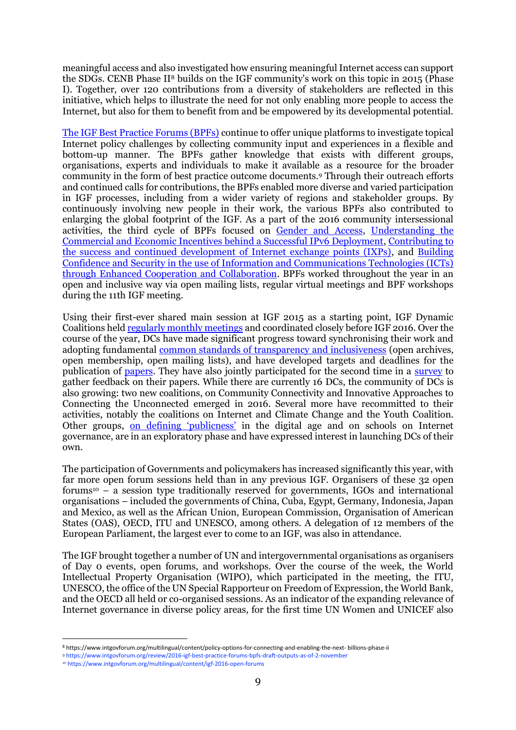meaningful access and also investigated how ensuring meaningful Internet access can support the SDGs. CENB Phase II[8] builds on the IGF community's work on this topic in 2015 (Phase I). Together, over 120 contributions from a diversity of stakeholders are reflected in this initiative, which helps to illustrate the need for not only enabling more people to access the Internet, but also for them to benefit from and be empowered by its developmental potential.

The IGF Best Practice Forums (BPFs) continue to offer unique platforms to investigate topical Internet policy challenges by collecting community input and experiences in a flexible and bottom-up manner. The BPFs gather knowledge that exists with different groups, organisations, experts and individuals to make it available as a resource for the broader community in the form of best practice outcome documents.[9] Through their outreach efforts and continued calls for contributions, the BPFs enabled more diverse and varied participation in IGF processes, including from a wider variety of regions and stakeholder groups. By continuously involving new people in their work, the various BPFs also contributed to enlarging the global footprint of the IGF. As a part of the 2016 community intersessional activities, the third cycle of BPFs focused on Gender and Access, Understanding the Commercial and Economic Incentives behind a Successful IPv6 Deployment, Contributing to the success and continued development of Internet exchange points (IXPs), and Building Confidence and Security in the use of Information and Communications Technologies (ICTs) through Enhanced Cooperation and Collaboration. BPFs worked throughout the year in an open and inclusive way via open mailing lists, regular virtual meetings and BPF workshops during the 11th IGF meeting.

Using their first-ever shared main session at IGF 2015 as a starting point, IGF Dynamic Coalitions held regularly monthly meetings and coordinated closely before IGF 2016. Over the course of the year, DCs have made significant progress toward synchronising their work and adopting fundamental common standards of transparency and inclusiveness (open archives, open membership, open mailing lists), and have developed targets and deadlines for the publication of papers. They have also jointly participated for the second time in a survey to gather feedback on their papers. While there are currently 16 DCs, the community of DCs is also growing: two new coalitions, on Community Connectivity and Innovative Approaches to Connecting the Unconnected emerged in 2016. Several more have recommitted to their activities, notably the coalitions on Internet and Climate Change and the Youth Coalition. Other groups, on defining 'publicness' in the digital age and on schools on Internet governance, are in an exploratory phase and have expressed interest in launching DCs of their own.

The participation of Governments and policymakers has increased significantly this year, with far more open forum sessions held than in any previous IGF. Organisers of these 32 open forums[10] – a session type traditionally reserved for governments, IGOs and international organisations – included the governments of China, Cuba, Egypt, Germany, Indonesia, Japan and Mexico, as well as the African Union, European Commission, Organisation of American States (OAS), OECD, ITU and UNESCO, among others. A delegation of 12 members of the European Parliament, the largest ever to come to an IGF, was also in attendance.

The IGF brought together a number of UN and intergovernmental organisations as organisers of Day 0 events, open forums, and workshops. Over the course of the week, the World Intellectual Property Organisation (WIPO), which participated in the meeting, the ITU, UNESCO, the office of the UN Special Rapporteur on Freedom of Expression, the World Bank, and the OECD all held or co-organised sessions. As an indicator of the expanding relevance of Internet governance in diverse policy areas, for the first time UN Women and UNICEF also

---

[8] https://www.intgovforum.org/multilingual/content/policy-options-for-connecting-and-enabling-the-next- billions-phase-ii

[9] https://www.intgovforum.org/review/2016-igf-best-practice-forums-bpfs-draft-outputs-as-of-2-november

[10] https://www.intgovforum.org/multilingual/content/igf-2016-open-forums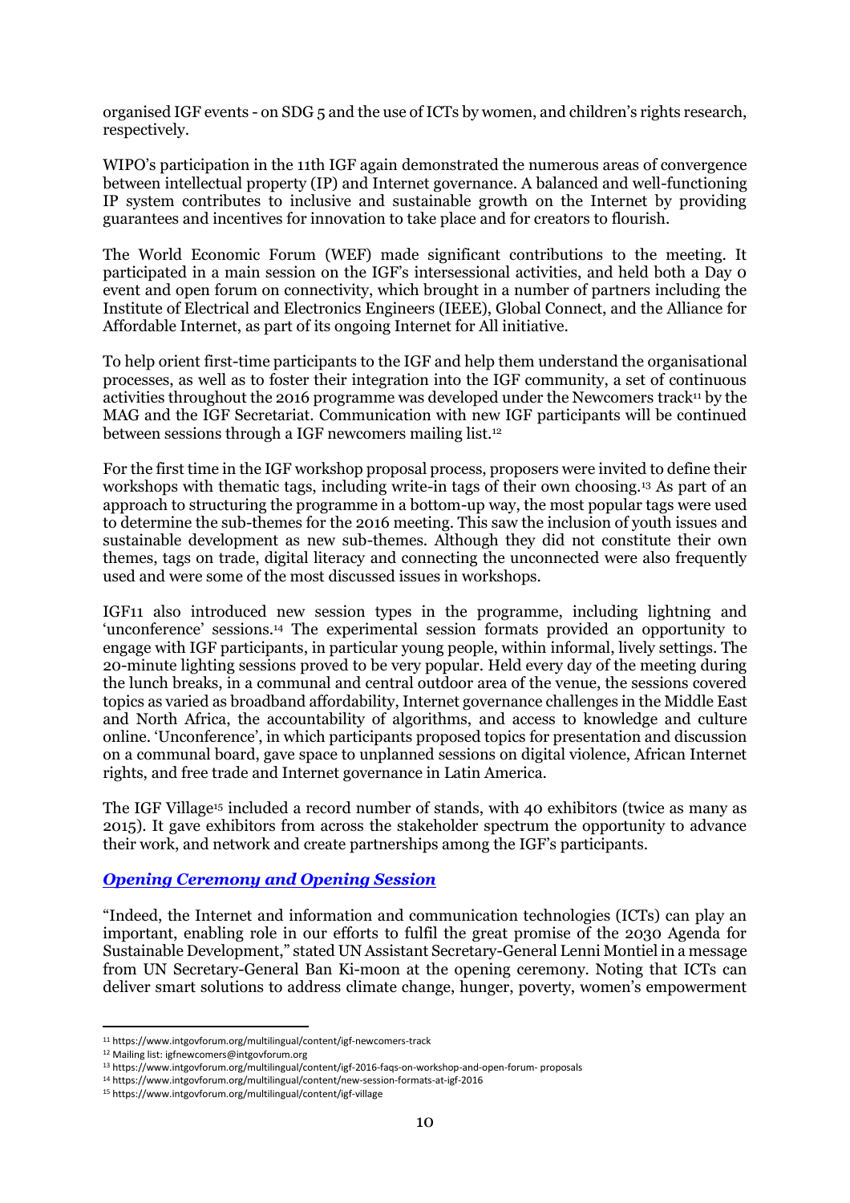organised IGF events - on SDG 5 and the use of ICTs by women, and children's rights research, respectively.

WIPO's participation in the 11th IGF again demonstrated the numerous areas of convergence between intellectual property (IP) and Internet governance. A balanced and well-functioning IP system contributes to inclusive and sustainable growth on the Internet by providing guarantees and incentives for innovation to take place and for creators to flourish.

The World Economic Forum (WEF) made significant contributions to the meeting. It participated in a main session on the IGF's intersessional activities, and held both a Day 0 event and open forum on connectivity, which brought in a number of partners including the Institute of Electrical and Electronics Engineers (IEEE), Global Connect, and the Alliance for Affordable Internet, as part of its ongoing Internet for All initiative.

To help orient first-time participants to the IGF and help them understand the organisational processes, as well as to foster their integration into the IGF community, a set of continuous activities throughout the 2016 programme was developed under the Newcomers track[11] by the MAG and the IGF Secretariat. Communication with new IGF participants will be continued between sessions through a IGF newcomers mailing list.[12]

For the first time in the IGF workshop proposal process, proposers were invited to define their workshops with thematic tags, including write-in tags of their own choosing.[13] As part of an approach to structuring the programme in a bottom-up way, the most popular tags were used to determine the sub-themes for the 2016 meeting. This saw the inclusion of youth issues and sustainable development as new sub-themes. Although they did not constitute their own themes, tags on trade, digital literacy and connecting the unconnected were also frequently used and were some of the most discussed issues in workshops.

IGF11 also introduced new session types in the programme, including lightning and 'unconference' sessions.[14] The experimental session formats provided an opportunity to engage with IGF participants, in particular young people, within informal, lively settings. The 20-minute lighting sessions proved to be very popular. Held every day of the meeting during the lunch breaks, in a communal and central outdoor area of the venue, the sessions covered topics as varied as broadband affordability, Internet governance challenges in the Middle East and North Africa, the accountability of algorithms, and access to knowledge and culture online. 'Unconference', in which participants proposed topics for presentation and discussion on a communal board, gave space to unplanned sessions on digital violence, African Internet rights, and free trade and Internet governance in Latin America.

The IGF Village[15] included a record number of stands, with 40 exhibitors (twice as many as 2015). It gave exhibitors from across the stakeholder spectrum the opportunity to advance their work, and network and create partnerships among the IGF's participants.

### *Opening Ceremony and Opening Session*

"Indeed, the Internet and information and communication technologies (ICTs) can play an important, enabling role in our efforts to fulfil the great promise of the 2030 Agenda for Sustainable Development," stated UN Assistant Secretary-General Lenni Montiel in a message from UN Secretary-General Ban Ki-moon at the opening ceremony. Noting that ICTs can deliver smart solutions to address climate change, hunger, poverty, women's empowerment

---

[11] https://www.intgovforum.org/multilingual/content/igf-newcomers-track

[12] Mailing list: igfnewcomers@intgovforum.org

[13] https://www.intgovforum.org/multilingual/content/igf-2016-faqs-on-workshop-and-open-forum- proposals

[14] https://www.intgovforum.org/multilingual/content/new-session-formats-at-igf-2016

[15] https://www.intgovforum.org/multilingual/content/igf-village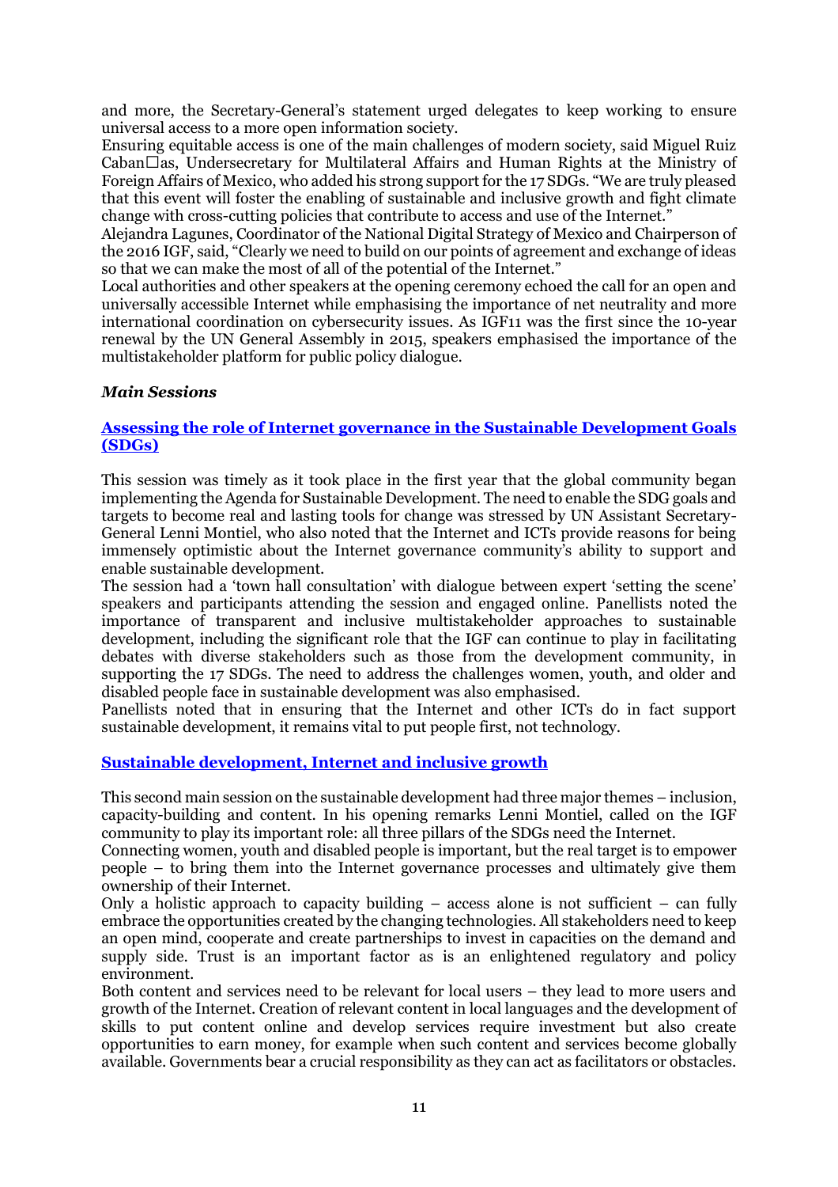and more, the Secretary-General's statement urged delegates to keep working to ensure universal access to a more open information society.

Ensuring equitable access is one of the main challenges of modern society, said Miguel Ruiz Caban□as, Undersecretary for Multilateral Affairs and Human Rights at the Ministry of Foreign Affairs of Mexico, who added his strong support for the 17 SDGs. "We are truly pleased that this event will foster the enabling of sustainable and inclusive growth and fight climate change with cross-cutting policies that contribute to access and use of the Internet."

Alejandra Lagunes, Coordinator of the National Digital Strategy of Mexico and Chairperson of the 2016 IGF, said, "Clearly we need to build on our points of agreement and exchange of ideas so that we can make the most of all of the potential of the Internet."

Local authorities and other speakers at the opening ceremony echoed the call for an open and universally accessible Internet while emphasising the importance of net neutrality and more international coordination on cybersecurity issues. As IGF11 was the first since the 10-year renewal by the UN General Assembly in 2015, speakers emphasised the importance of the multistakeholder platform for public policy dialogue.

### *Main Sessions*

#### **Assessing the role of Internet governance in the Sustainable Development Goals (SDGs)**

This session was timely as it took place in the first year that the global community began implementing the Agenda for Sustainable Development. The need to enable the SDG goals and targets to become real and lasting tools for change was stressed by UN Assistant Secretary-General Lenni Montiel, who also noted that the Internet and ICTs provide reasons for being immensely optimistic about the Internet governance community's ability to support and enable sustainable development.

The session had a 'town hall consultation' with dialogue between expert 'setting the scene' speakers and participants attending the session and engaged online. Panellists noted the importance of transparent and inclusive multistakeholder approaches to sustainable development, including the significant role that the IGF can continue to play in facilitating debates with diverse stakeholders such as those from the development community, in supporting the 17 SDGs. The need to address the challenges women, youth, and older and disabled people face in sustainable development was also emphasised.

Panellists noted that in ensuring that the Internet and other ICTs do in fact support sustainable development, it remains vital to put people first, not technology.

#### **Sustainable development, Internet and inclusive growth**

This second main session on the sustainable development had three major themes – inclusion, capacity-building and content. In his opening remarks Lenni Montiel, called on the IGF community to play its important role: all three pillars of the SDGs need the Internet.

Connecting women, youth and disabled people is important, but the real target is to empower people – to bring them into the Internet governance processes and ultimately give them ownership of their Internet.

Only a holistic approach to capacity building – access alone is not sufficient – can fully embrace the opportunities created by the changing technologies. All stakeholders need to keep an open mind, cooperate and create partnerships to invest in capacities on the demand and supply side. Trust is an important factor as is an enlightened regulatory and policy environment.

Both content and services need to be relevant for local users – they lead to more users and growth of the Internet. Creation of relevant content in local languages and the development of skills to put content online and develop services require investment but also create opportunities to earn money, for example when such content and services become globally available. Governments bear a crucial responsibility as they can act as facilitators or obstacles.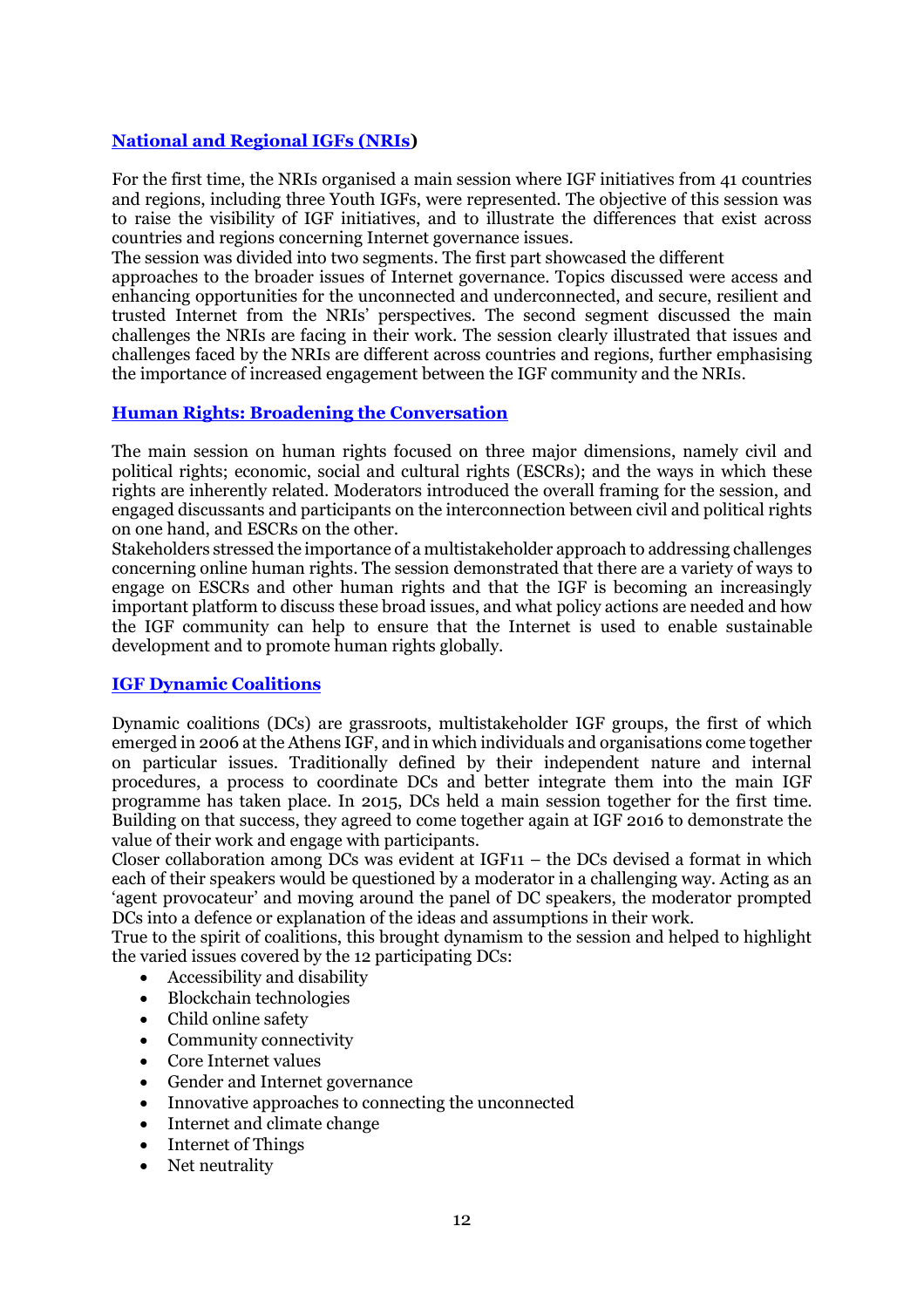### [National and Regional IGFs (NRIs)]

For the first time, the NRIs organised a main session where IGF initiatives from 41 countries and regions, including three Youth IGFs, were represented. The objective of this session was to raise the visibility of IGF initiatives, and to illustrate the differences that exist across countries and regions concerning Internet governance issues.

The session was divided into two segments. The first part showcased the different approaches to the broader issues of Internet governance. Topics discussed were access and enhancing opportunities for the unconnected and underconnected, and secure, resilient and trusted Internet from the NRIs' perspectives. The second segment discussed the main challenges the NRIs are facing in their work. The session clearly illustrated that issues and challenges faced by the NRIs are different across countries and regions, further emphasising the importance of increased engagement between the IGF community and the NRIs.

### Human Rights: Broadening the Conversation

The main session on human rights focused on three major dimensions, namely civil and political rights; economic, social and cultural rights (ESCRs); and the ways in which these rights are inherently related. Moderators introduced the overall framing for the session, and engaged discussants and participants on the interconnection between civil and political rights on one hand, and ESCRs on the other.

Stakeholders stressed the importance of a multistakeholder approach to addressing challenges concerning online human rights. The session demonstrated that there are a variety of ways to engage on ESCRs and other human rights and that the IGF is becoming an increasingly important platform to discuss these broad issues, and what policy actions are needed and how the IGF community can help to ensure that the Internet is used to enable sustainable development and to promote human rights globally.

### IGF Dynamic Coalitions

Dynamic coalitions (DCs) are grassroots, multistakeholder IGF groups, the first of which emerged in 2006 at the Athens IGF, and in which individuals and organisations come together on particular issues. Traditionally defined by their independent nature and internal procedures, a process to coordinate DCs and better integrate them into the main IGF programme has taken place. In 2015, DCs held a main session together for the first time. Building on that success, they agreed to come together again at IGF 2016 to demonstrate the value of their work and engage with participants.

Closer collaboration among DCs was evident at IGF11 – the DCs devised a format in which each of their speakers would be questioned by a moderator in a challenging way. Acting as an 'agent provocateur' and moving around the panel of DC speakers, the moderator prompted DCs into a defence or explanation of the ideas and assumptions in their work.

True to the spirit of coalitions, this brought dynamism to the session and helped to highlight the varied issues covered by the 12 participating DCs:

- Accessibility and disability
- Blockchain technologies
- Child online safety
- Community connectivity
- Core Internet values
- Gender and Internet governance
- Innovative approaches to connecting the unconnected
- Internet and climate change
- Internet of Things
- Net neutrality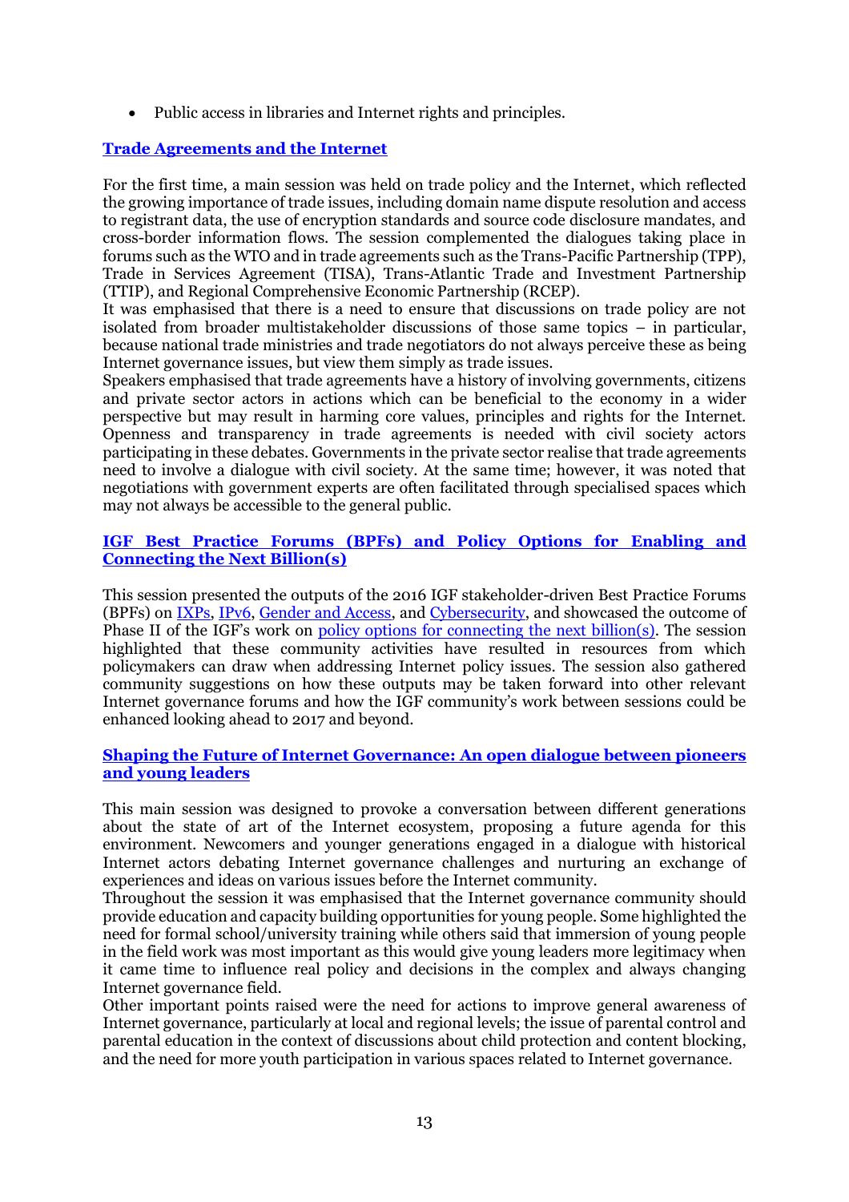- Public access in libraries and Internet rights and principles.

### Trade Agreements and the Internet

For the first time, a main session was held on trade policy and the Internet, which reflected the growing importance of trade issues, including domain name dispute resolution and access to registrant data, the use of encryption standards and source code disclosure mandates, and cross-border information flows. The session complemented the dialogues taking place in forums such as the WTO and in trade agreements such as the Trans-Pacific Partnership (TPP), Trade in Services Agreement (TISA), Trans-Atlantic Trade and Investment Partnership (TTIP), and Regional Comprehensive Economic Partnership (RCEP).

It was emphasised that there is a need to ensure that discussions on trade policy are not isolated from broader multistakeholder discussions of those same topics – in particular, because national trade ministries and trade negotiators do not always perceive these as being Internet governance issues, but view them simply as trade issues.

Speakers emphasised that trade agreements have a history of involving governments, citizens and private sector actors in actions which can be beneficial to the economy in a wider perspective but may result in harming core values, principles and rights for the Internet. Openness and transparency in trade agreements is needed with civil society actors participating in these debates. Governments in the private sector realise that trade agreements need to involve a dialogue with civil society. At the same time; however, it was noted that negotiations with government experts are often facilitated through specialised spaces which may not always be accessible to the general public.

### IGF Best Practice Forums (BPFs) and Policy Options for Enabling and Connecting the Next Billion(s)

This session presented the outputs of the 2016 IGF stakeholder-driven Best Practice Forums (BPFs) on IXPs, IPv6, Gender and Access, and Cybersecurity, and showcased the outcome of Phase II of the IGF's work on policy options for connecting the next billion(s). The session highlighted that these community activities have resulted in resources from which policymakers can draw when addressing Internet policy issues. The session also gathered community suggestions on how these outputs may be taken forward into other relevant Internet governance forums and how the IGF community's work between sessions could be enhanced looking ahead to 2017 and beyond.

### Shaping the Future of Internet Governance: An open dialogue between pioneers and young leaders

This main session was designed to provoke a conversation between different generations about the state of art of the Internet ecosystem, proposing a future agenda for this environment. Newcomers and younger generations engaged in a dialogue with historical Internet actors debating Internet governance challenges and nurturing an exchange of experiences and ideas on various issues before the Internet community.

Throughout the session it was emphasised that the Internet governance community should provide education and capacity building opportunities for young people. Some highlighted the need for formal school/university training while others said that immersion of young people in the field work was most important as this would give young leaders more legitimacy when it came time to influence real policy and decisions in the complex and always changing Internet governance field.

Other important points raised were the need for actions to improve general awareness of Internet governance, particularly at local and regional levels; the issue of parental control and parental education in the context of discussions about child protection and content blocking, and the need for more youth participation in various spaces related to Internet governance.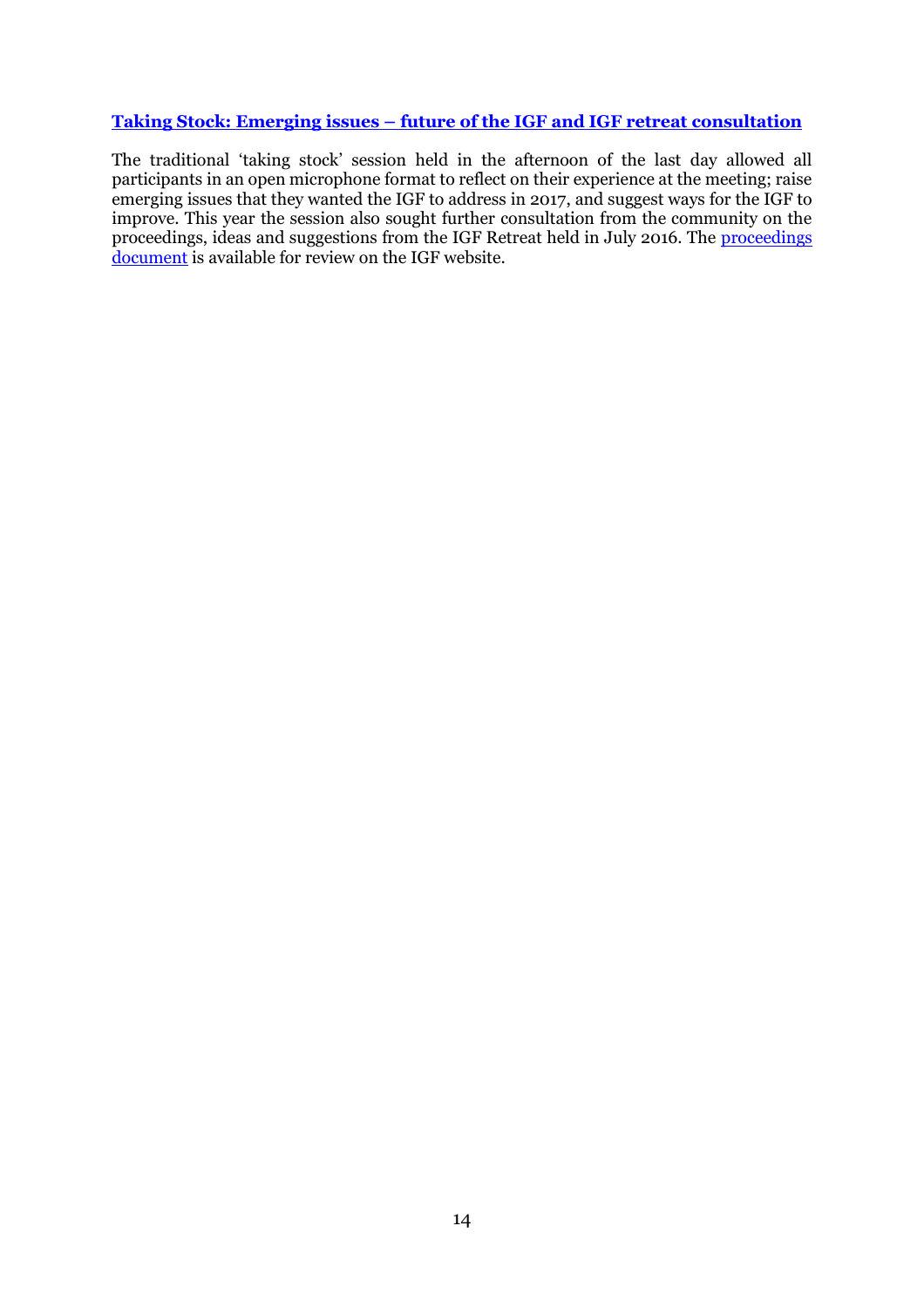### Taking Stock: Emerging issues – future of the IGF and IGF retreat consultation

The traditional 'taking stock' session held in the afternoon of the last day allowed all participants in an open microphone format to reflect on their experience at the meeting; raise emerging issues that they wanted the IGF to address in 2017, and suggest ways for the IGF to improve. This year the session also sought further consultation from the community on the proceedings, ideas and suggestions from the IGF Retreat held in July 2016. The proceedings document is available for review on the IGF website.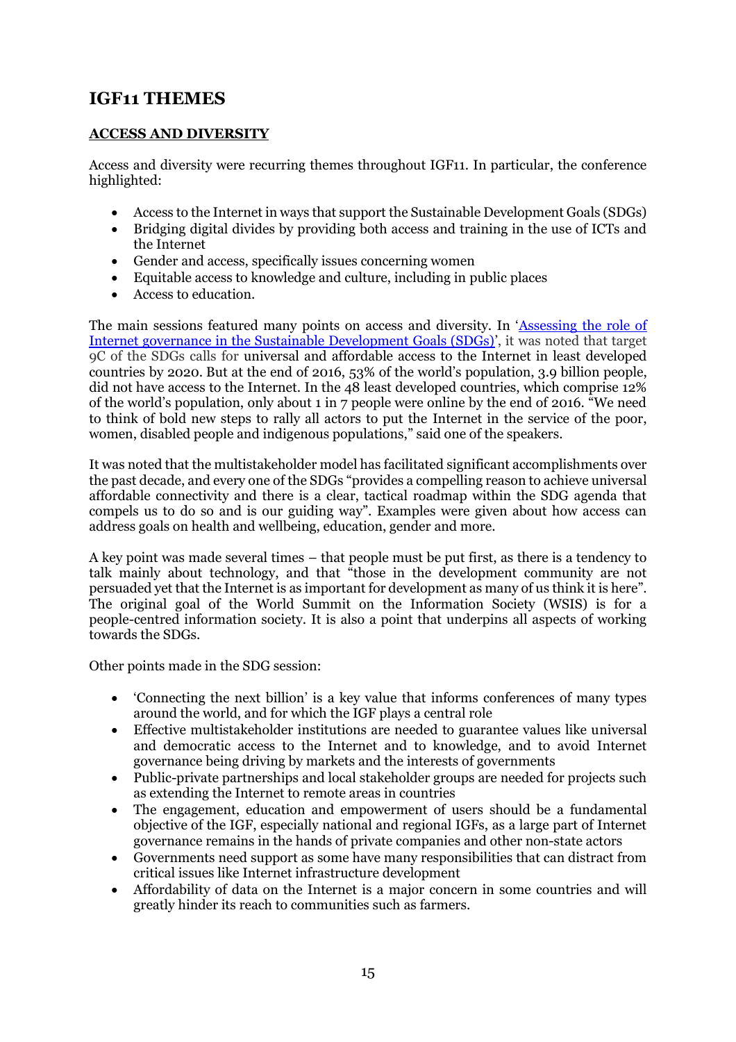## IGF11 THEMES

### ACCESS AND DIVERSITY

Access and diversity were recurring themes throughout IGF11. In particular, the conference highlighted:

- Access to the Internet in ways that support the Sustainable Development Goals (SDGs)
- Bridging digital divides by providing both access and training in the use of ICTs and the Internet
- Gender and access, specifically issues concerning women
- Equitable access to knowledge and culture, including in public places
- Access to education.

The main sessions featured many points on access and diversity. In '[Assessing the role of Internet governance in the Sustainable Development Goals (SDGs)](#)', it was noted that target 9C of the SDGs calls for universal and affordable access to the Internet in least developed countries by 2020. But at the end of 2016, 53% of the world's population, 3.9 billion people, did not have access to the Internet. In the 48 least developed countries, which comprise 12% of the world's population, only about 1 in 7 people were online by the end of 2016. "We need to think of bold new steps to rally all actors to put the Internet in the service of the poor, women, disabled people and indigenous populations," said one of the speakers.

It was noted that the multistakeholder model has facilitated significant accomplishments over the past decade, and every one of the SDGs "provides a compelling reason to achieve universal affordable connectivity and there is a clear, tactical roadmap within the SDG agenda that compels us to do so and is our guiding way". Examples were given about how access can address goals on health and wellbeing, education, gender and more.

A key point was made several times – that people must be put first, as there is a tendency to talk mainly about technology, and that "those in the development community are not persuaded yet that the Internet is as important for development as many of us think it is here". The original goal of the World Summit on the Information Society (WSIS) is for a people-centred information society. It is also a point that underpins all aspects of working towards the SDGs.

Other points made in the SDG session:

- 'Connecting the next billion' is a key value that informs conferences of many types around the world, and for which the IGF plays a central role
- Effective multistakeholder institutions are needed to guarantee values like universal and democratic access to the Internet and to knowledge, and to avoid Internet governance being driving by markets and the interests of governments
- Public-private partnerships and local stakeholder groups are needed for projects such as extending the Internet to remote areas in countries
- The engagement, education and empowerment of users should be a fundamental objective of the IGF, especially national and regional IGFs, as a large part of Internet governance remains in the hands of private companies and other non-state actors
- Governments need support as some have many responsibilities that can distract from critical issues like Internet infrastructure development
- Affordability of data on the Internet is a major concern in some countries and will greatly hinder its reach to communities such as farmers.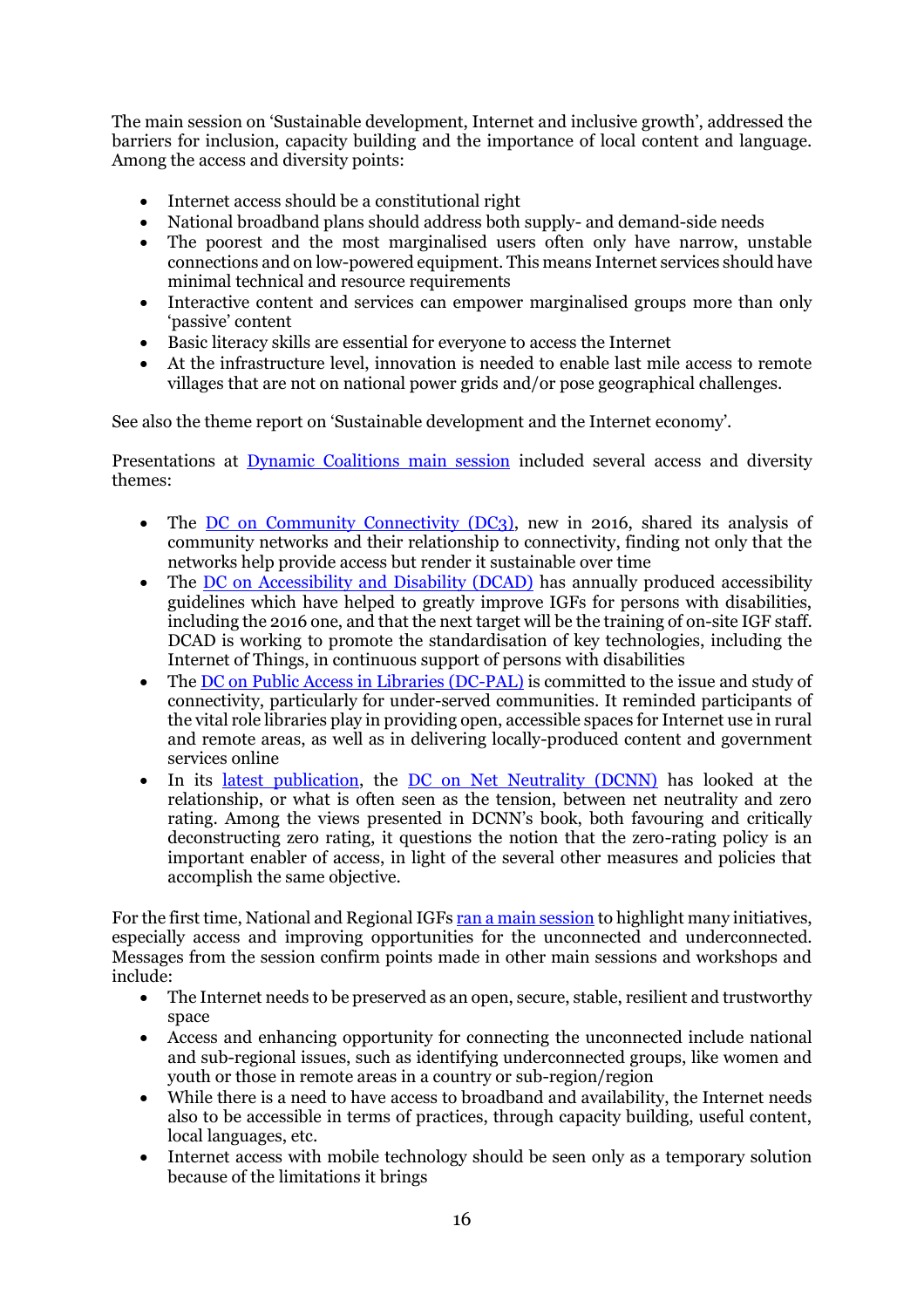The main session on 'Sustainable development, Internet and inclusive growth', addressed the barriers for inclusion, capacity building and the importance of local content and language. Among the access and diversity points:

- Internet access should be a constitutional right
- National broadband plans should address both supply- and demand-side needs
- The poorest and the most marginalised users often only have narrow, unstable connections and on low-powered equipment. This means Internet services should have minimal technical and resource requirements
- Interactive content and services can empower marginalised groups more than only 'passive' content
- Basic literacy skills are essential for everyone to access the Internet
- At the infrastructure level, innovation is needed to enable last mile access to remote villages that are not on national power grids and/or pose geographical challenges.

See also the theme report on 'Sustainable development and the Internet economy'.

Presentations at Dynamic Coalitions main session included several access and diversity themes:

- The DC on Community Connectivity (DC3), new in 2016, shared its analysis of community networks and their relationship to connectivity, finding not only that the networks help provide access but render it sustainable over time
- The DC on Accessibility and Disability (DCAD) has annually produced accessibility guidelines which have helped to greatly improve IGFs for persons with disabilities, including the 2016 one, and that the next target will be the training of on-site IGF staff. DCAD is working to promote the standardisation of key technologies, including the Internet of Things, in continuous support of persons with disabilities
- The DC on Public Access in Libraries (DC-PAL) is committed to the issue and study of connectivity, particularly for under-served communities. It reminded participants of the vital role libraries play in providing open, accessible spaces for Internet use in rural and remote areas, as well as in delivering locally-produced content and government services online
- In its latest publication, the DC on Net Neutrality (DCNN) has looked at the relationship, or what is often seen as the tension, between net neutrality and zero rating. Among the views presented in DCNN's book, both favouring and critically deconstructing zero rating, it questions the notion that the zero-rating policy is an important enabler of access, in light of the several other measures and policies that accomplish the same objective.

For the first time, National and Regional IGFs ran a main session to highlight many initiatives, especially access and improving opportunities for the unconnected and underconnected. Messages from the session confirm points made in other main sessions and workshops and include:

- The Internet needs to be preserved as an open, secure, stable, resilient and trustworthy space
- Access and enhancing opportunity for connecting the unconnected include national and sub-regional issues, such as identifying underconnected groups, like women and youth or those in remote areas in a country or sub-region/region
- While there is a need to have access to broadband and availability, the Internet needs also to be accessible in terms of practices, through capacity building, useful content, local languages, etc.
- Internet access with mobile technology should be seen only as a temporary solution because of the limitations it brings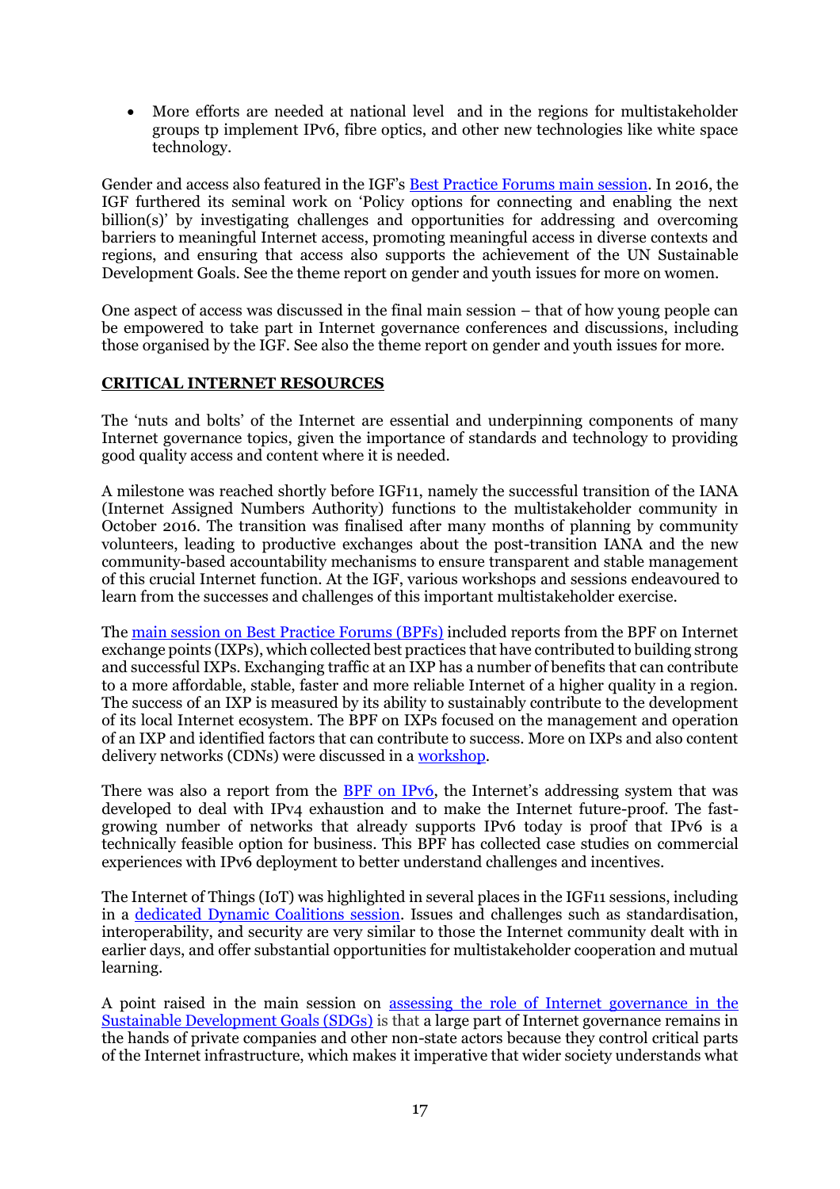- More efforts are needed at national level and in the regions for multistakeholder groups tp implement IPv6, fibre optics, and other new technologies like white space technology.

Gender and access also featured in the IGF's [Best Practice Forums main session](). In 2016, the IGF furthered its seminal work on 'Policy options for connecting and enabling the next billion(s)' by investigating challenges and opportunities for addressing and overcoming barriers to meaningful Internet access, promoting meaningful access in diverse contexts and regions, and ensuring that access also supports the achievement of the UN Sustainable Development Goals. See the theme report on gender and youth issues for more on women.

One aspect of access was discussed in the final main session – that of how young people can be empowered to take part in Internet governance conferences and discussions, including those organised by the IGF. See also the theme report on gender and youth issues for more.

## CRITICAL INTERNET RESOURCES

The 'nuts and bolts' of the Internet are essential and underpinning components of many Internet governance topics, given the importance of standards and technology to providing good quality access and content where it is needed.

A milestone was reached shortly before IGF11, namely the successful transition of the IANA (Internet Assigned Numbers Authority) functions to the multistakeholder community in October 2016. The transition was finalised after many months of planning by community volunteers, leading to productive exchanges about the post-transition IANA and the new community-based accountability mechanisms to ensure transparent and stable management of this crucial Internet function. At the IGF, various workshops and sessions endeavoured to learn from the successes and challenges of this important multistakeholder exercise.

The [main session on Best Practice Forums (BPFs)]() included reports from the BPF on Internet exchange points (IXPs), which collected best practices that have contributed to building strong and successful IXPs. Exchanging traffic at an IXP has a number of benefits that can contribute to a more affordable, stable, faster and more reliable Internet of a higher quality in a region. The success of an IXP is measured by its ability to sustainably contribute to the development of its local Internet ecosystem. The BPF on IXPs focused on the management and operation of an IXP and identified factors that can contribute to success. More on IXPs and also content delivery networks (CDNs) were discussed in a [workshop]().

There was also a report from the [BPF on IPv6](), the Internet's addressing system that was developed to deal with IPv4 exhaustion and to make the Internet future-proof. The fast-growing number of networks that already supports IPv6 today is proof that IPv6 is a technically feasible option for business. This BPF has collected case studies on commercial experiences with IPv6 deployment to better understand challenges and incentives.

The Internet of Things (IoT) was highlighted in several places in the IGF11 sessions, including in a [dedicated Dynamic Coalitions session](). Issues and challenges such as standardisation, interoperability, and security are very similar to those the Internet community dealt with in earlier days, and offer substantial opportunities for multistakeholder cooperation and mutual learning.

A point raised in the main session on [assessing the role of Internet governance in the Sustainable Development Goals (SDGs)]() is that a large part of Internet governance remains in the hands of private companies and other non-state actors because they control critical parts of the Internet infrastructure, which makes it imperative that wider society understands what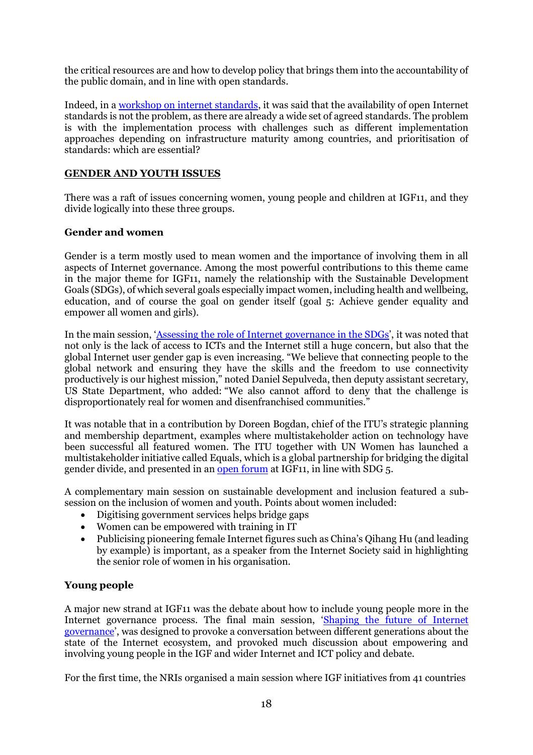the critical resources are and how to develop policy that brings them into the accountability of the public domain, and in line with open standards.

Indeed, in a workshop on internet standards, it was said that the availability of open Internet standards is not the problem, as there are already a wide set of agreed standards. The problem is with the implementation process with challenges such as different implementation approaches depending on infrastructure maturity among countries, and prioritisation of standards: which are essential?

## GENDER AND YOUTH ISSUES

There was a raft of issues concerning women, young people and children at IGF11, and they divide logically into these three groups.

### Gender and women

Gender is a term mostly used to mean women and the importance of involving them in all aspects of Internet governance. Among the most powerful contributions to this theme came in the major theme for IGF11, namely the relationship with the Sustainable Development Goals (SDGs), of which several goals especially impact women, including health and wellbeing, education, and of course the goal on gender itself (goal 5: Achieve gender equality and empower all women and girls).

In the main session, 'Assessing the role of Internet governance in the SDGs', it was noted that not only is the lack of access to ICTs and the Internet still a huge concern, but also that the global Internet user gender gap is even increasing. "We believe that connecting people to the global network and ensuring they have the skills and the freedom to use connectivity productively is our highest mission," noted Daniel Sepulveda, then deputy assistant secretary, US State Department, who added: "We also cannot afford to deny that the challenge is disproportionately real for women and disenfranchised communities."

It was notable that in a contribution by Doreen Bogdan, chief of the ITU's strategic planning and membership department, examples where multistakeholder action on technology have been successful all featured women. The ITU together with UN Women has launched a multistakeholder initiative called Equals, which is a global partnership for bridging the digital gender divide, and presented in an open forum at IGF11, in line with SDG 5.

A complementary main session on sustainable development and inclusion featured a sub-session on the inclusion of women and youth. Points about women included:

- Digitising government services helps bridge gaps
- Women can be empowered with training in IT
- Publicising pioneering female Internet figures such as China's Qihang Hu (and leading by example) is important, as a speaker from the Internet Society said in highlighting the senior role of women in his organisation.

### Young people

A major new strand at IGF11 was the debate about how to include young people more in the Internet governance process. The final main session, 'Shaping the future of Internet governance', was designed to provoke a conversation between different generations about the state of the Internet ecosystem, and provoked much discussion about empowering and involving young people in the IGF and wider Internet and ICT policy and debate.

For the first time, the NRIs organised a main session where IGF initiatives from 41 countries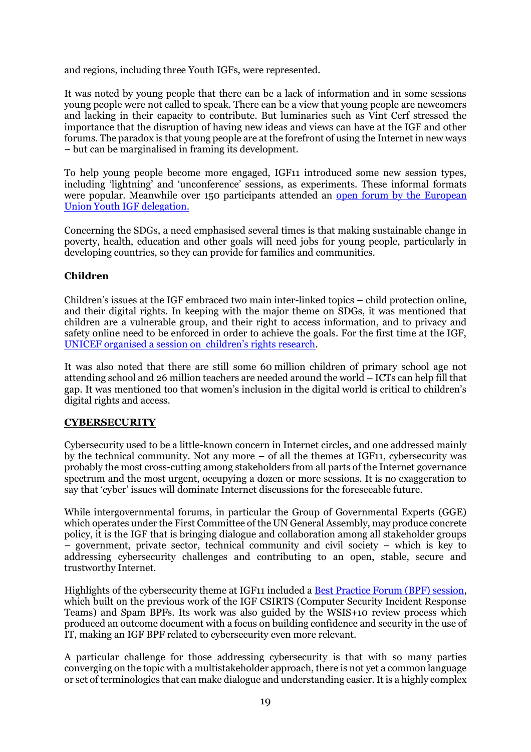and regions, including three Youth IGFs, were represented.

It was noted by young people that there can be a lack of information and in some sessions young people were not called to speak. There can be a view that young people are newcomers and lacking in their capacity to contribute. But luminaries such as Vint Cerf stressed the importance that the disruption of having new ideas and views can have at the IGF and other forums. The paradox is that young people are at the forefront of using the Internet in new ways – but can be marginalised in framing its development.

To help young people become more engaged, IGF11 introduced some new session types, including 'lightning' and 'unconference' sessions, as experiments. These informal formats were popular. Meanwhile over 150 participants attended an open forum by the European Union Youth IGF delegation.

Concerning the SDGs, a need emphasised several times is that making sustainable change in poverty, health, education and other goals will need jobs for young people, particularly in developing countries, so they can provide for families and communities.

**Children**

Children's issues at the IGF embraced two main inter-linked topics – child protection online, and their digital rights. In keeping with the major theme on SDGs, it was mentioned that children are a vulnerable group, and their right to access information, and to privacy and safety online need to be enforced in order to achieve the goals. For the first time at the IGF, UNICEF organised a session on children's rights research.

It was also noted that there are still some 60 million children of primary school age not attending school and 26 million teachers are needed around the world – ICTs can help fill that gap. It was mentioned too that women's inclusion in the digital world is critical to children's digital rights and access.

## CYBERSECURITY

Cybersecurity used to be a little-known concern in Internet circles, and one addressed mainly by the technical community. Not any more – of all the themes at IGF11, cybersecurity was probably the most cross-cutting among stakeholders from all parts of the Internet governance spectrum and the most urgent, occupying a dozen or more sessions. It is no exaggeration to say that 'cyber' issues will dominate Internet discussions for the foreseeable future.

While intergovernmental forums, in particular the Group of Governmental Experts (GGE) which operates under the First Committee of the UN General Assembly, may produce concrete policy, it is the IGF that is bringing dialogue and collaboration among all stakeholder groups – government, private sector, technical community and civil society – which is key to addressing cybersecurity challenges and contributing to an open, stable, secure and trustworthy Internet.

Highlights of the cybersecurity theme at IGF11 included a Best Practice Forum (BPF) session, which built on the previous work of the IGF CSIRTS (Computer Security Incident Response Teams) and Spam BPFs. Its work was also guided by the WSIS+10 review process which produced an outcome document with a focus on building confidence and security in the use of IT, making an IGF BPF related to cybersecurity even more relevant.

A particular challenge for those addressing cybersecurity is that with so many parties converging on the topic with a multistakeholder approach, there is not yet a common language or set of terminologies that can make dialogue and understanding easier. It is a highly complex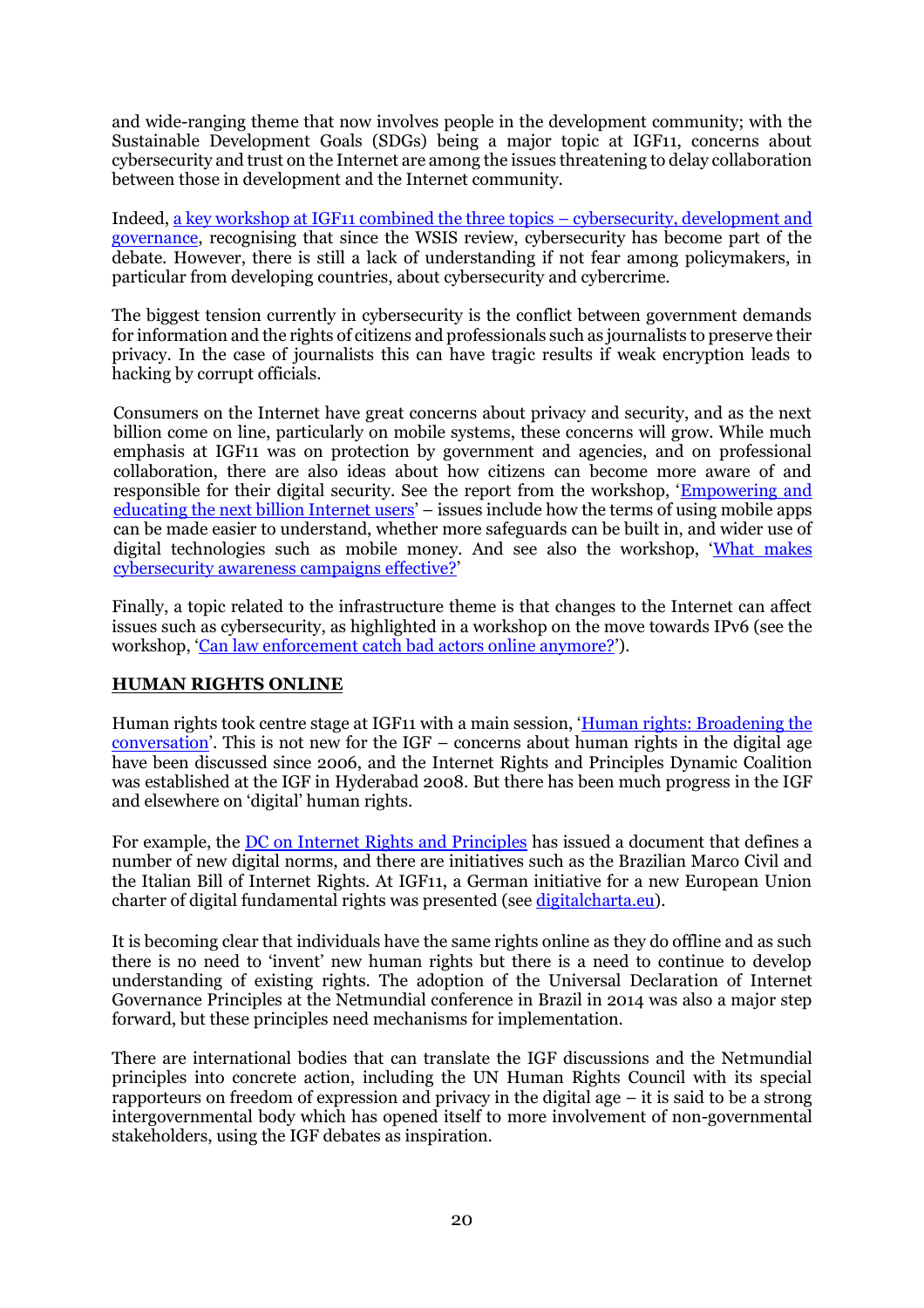and wide-ranging theme that now involves people in the development community; with the Sustainable Development Goals (SDGs) being a major topic at IGF11, concerns about cybersecurity and trust on the Internet are among the issues threatening to delay collaboration between those in development and the Internet community.

Indeed, [a key workshop at IGF11 combined the three topics – cybersecurity, development and governance](), recognising that since the WSIS review, cybersecurity has become part of the debate. However, there is still a lack of understanding if not fear among policymakers, in particular from developing countries, about cybersecurity and cybercrime.

The biggest tension currently in cybersecurity is the conflict between government demands for information and the rights of citizens and professionals such as journalists to preserve their privacy. In the case of journalists this can have tragic results if weak encryption leads to hacking by corrupt officials.

Consumers on the Internet have great concerns about privacy and security, and as the next billion come on line, particularly on mobile systems, these concerns will grow. While much emphasis at IGF11 was on protection by government and agencies, and on professional collaboration, there are also ideas about how citizens can become more aware of and responsible for their digital security. See the report from the workshop, '[Empowering and educating the next billion Internet users]()' – issues include how the terms of using mobile apps can be made easier to understand, whether more safeguards can be built in, and wider use of digital technologies such as mobile money. And see also the workshop, '[What makes cybersecurity awareness campaigns effective?]()'

Finally, a topic related to the infrastructure theme is that changes to the Internet can affect issues such as cybersecurity, as highlighted in a workshop on the move towards IPv6 (see the workshop, '[Can law enforcement catch bad actors online anymore?]()').

## HUMAN RIGHTS ONLINE

Human rights took centre stage at IGF11 with a main session, '[Human rights: Broadening the conversation]()'. This is not new for the IGF – concerns about human rights in the digital age have been discussed since 2006, and the Internet Rights and Principles Dynamic Coalition was established at the IGF in Hyderabad 2008. But there has been much progress in the IGF and elsewhere on 'digital' human rights.

For example, the [DC on Internet Rights and Principles]() has issued a document that defines a number of new digital norms, and there are initiatives such as the Brazilian Marco Civil and the Italian Bill of Internet Rights. At IGF11, a German initiative for a new European Union charter of digital fundamental rights was presented (see [digitalcharta.eu]()).

It is becoming clear that individuals have the same rights online as they do offline and as such there is no need to 'invent' new human rights but there is a need to continue to develop understanding of existing rights. The adoption of the Universal Declaration of Internet Governance Principles at the Netmundial conference in Brazil in 2014 was also a major step forward, but these principles need mechanisms for implementation.

There are international bodies that can translate the IGF discussions and the Netmundial principles into concrete action, including the UN Human Rights Council with its special rapporteurs on freedom of expression and privacy in the digital age – it is said to be a strong intergovernmental body which has opened itself to more involvement of non-governmental stakeholders, using the IGF debates as inspiration.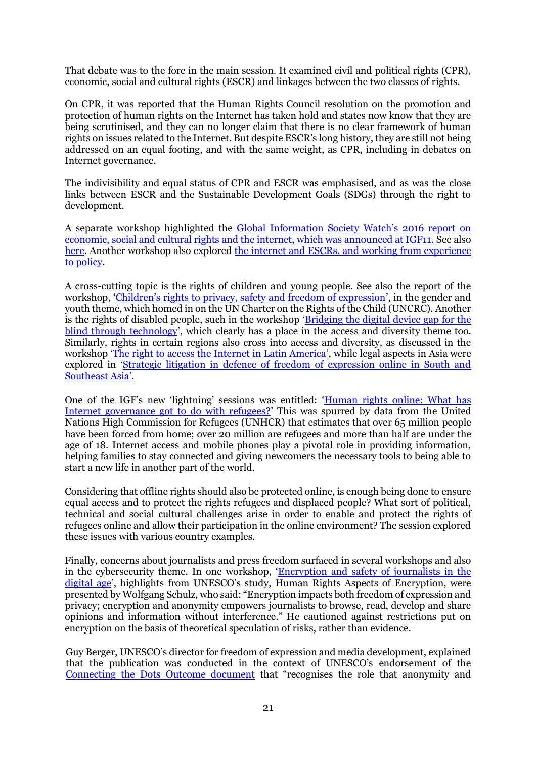That debate was to the fore in the main session. It examined civil and political rights (CPR), economic, social and cultural rights (ESCR) and linkages between the two classes of rights.

On CPR, it was reported that the Human Rights Council resolution on the promotion and protection of human rights on the Internet has taken hold and states now know that they are being scrutinised, and they can no longer claim that there is no clear framework of human rights on issues related to the Internet. But despite ESCR's long history, they are still not being addressed on an equal footing, and with the same weight, as CPR, including in debates on Internet governance.

The indivisibility and equal status of CPR and ESCR was emphasised, and as was the close links between ESCR and the Sustainable Development Goals (SDGs) through the right to development.

A separate workshop highlighted the Global Information Society Watch's 2016 report on economic, social and cultural rights and the internet, which was announced at IGF11. See also here. Another workshop also explored the internet and ESCRs, and working from experience to policy.

A cross-cutting topic is the rights of children and young people. See also the report of the workshop, 'Children's rights to privacy, safety and freedom of expression', in the gender and youth theme, which homed in on the UN Charter on the Rights of the Child (UNCRC). Another is the rights of disabled people, such in the workshop 'Bridging the digital device gap for the blind through technology', which clearly has a place in the access and diversity theme too. Similarly, rights in certain regions also cross into access and diversity, as discussed in the workshop 'The right to access the Internet in Latin America', while legal aspects in Asia were explored in 'Strategic litigation in defence of freedom of expression online in South and Southeast Asia'.

One of the IGF's new 'lightning' sessions was entitled: 'Human rights online: What has Internet governance got to do with refugees?' This was spurred by data from the United Nations High Commission for Refugees (UNHCR) that estimates that over 65 million people have been forced from home; over 20 million are refugees and more than half are under the age of 18. Internet access and mobile phones play a pivotal role in providing information, helping families to stay connected and giving newcomers the necessary tools to being able to start a new life in another part of the world.

Considering that offline rights should also be protected online, is enough being done to ensure equal access and to protect the rights refugees and displaced people? What sort of political, technical and social cultural challenges arise in order to enable and protect the rights of refugees online and allow their participation in the online environment? The session explored these issues with various country examples.

Finally, concerns about journalists and press freedom surfaced in several workshops and also in the cybersecurity theme. In one workshop, 'Encryption and safety of journalists in the digital age', highlights from UNESCO's study, Human Rights Aspects of Encryption, were presented by Wolfgang Schulz, who said: "Encryption impacts both freedom of expression and privacy; encryption and anonymity empowers journalists to browse, read, develop and share opinions and information without interference." He cautioned against restrictions put on encryption on the basis of theoretical speculation of risks, rather than evidence.

Guy Berger, UNESCO's director for freedom of expression and media development, explained that the publication was conducted in the context of UNESCO's endorsement of the Connecting the Dots Outcome document that "recognises the role that anonymity and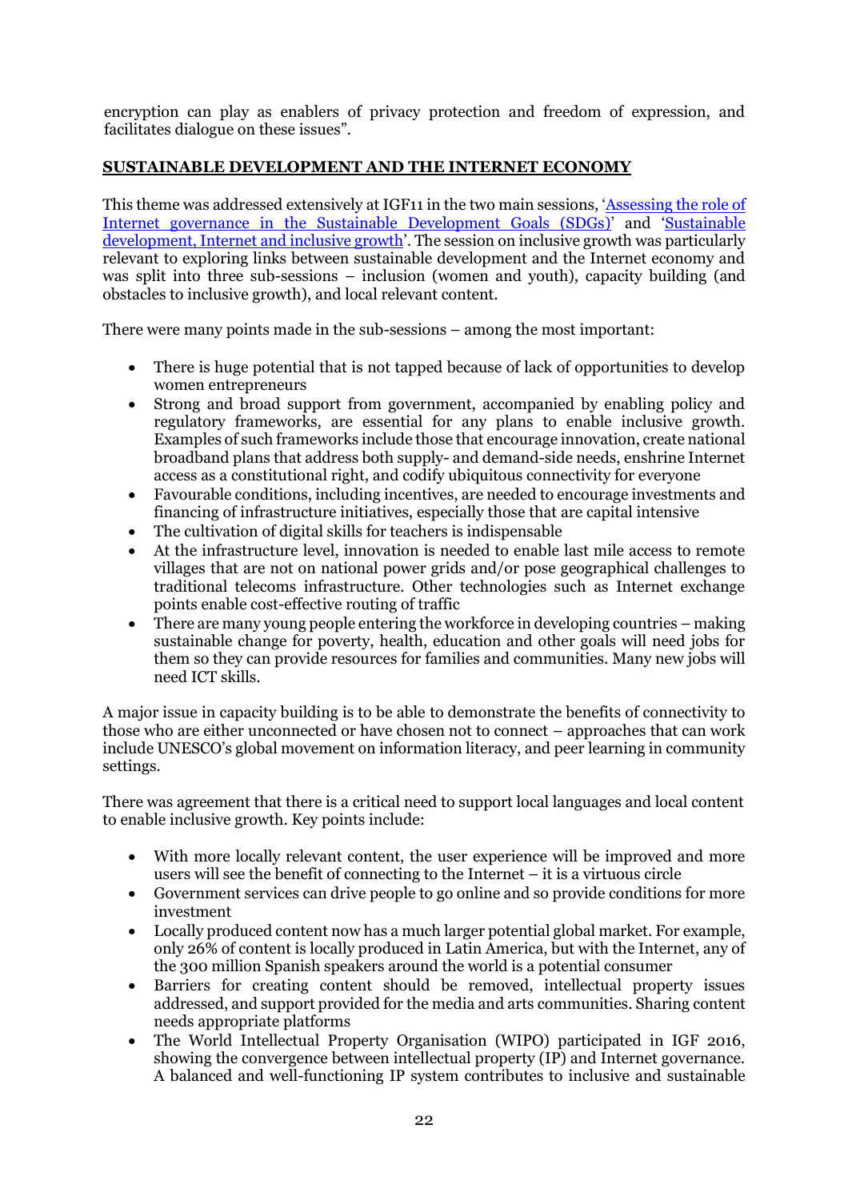encryption can play as enablers of privacy protection and freedom of expression, and facilitates dialogue on these issues".

## SUSTAINABLE DEVELOPMENT AND THE INTERNET ECONOMY

This theme was addressed extensively at IGF11 in the two main sessions, '[Assessing the role of Internet governance in the Sustainable Development Goals (SDGs)]' and '[Sustainable development, Internet and inclusive growth]'. The session on inclusive growth was particularly relevant to exploring links between sustainable development and the Internet economy and was split into three sub-sessions – inclusion (women and youth), capacity building (and obstacles to inclusive growth), and local relevant content.

There were many points made in the sub-sessions – among the most important:

- There is huge potential that is not tapped because of lack of opportunities to develop women entrepreneurs
- Strong and broad support from government, accompanied by enabling policy and regulatory frameworks, are essential for any plans to enable inclusive growth. Examples of such frameworks include those that encourage innovation, create national broadband plans that address both supply- and demand-side needs, enshrine Internet access as a constitutional right, and codify ubiquitous connectivity for everyone
- Favourable conditions, including incentives, are needed to encourage investments and financing of infrastructure initiatives, especially those that are capital intensive
- The cultivation of digital skills for teachers is indispensable
- At the infrastructure level, innovation is needed to enable last mile access to remote villages that are not on national power grids and/or pose geographical challenges to traditional telecoms infrastructure. Other technologies such as Internet exchange points enable cost-effective routing of traffic
- There are many young people entering the workforce in developing countries – making sustainable change for poverty, health, education and other goals will need jobs for them so they can provide resources for families and communities. Many new jobs will need ICT skills.

A major issue in capacity building is to be able to demonstrate the benefits of connectivity to those who are either unconnected or have chosen not to connect – approaches that can work include UNESCO's global movement on information literacy, and peer learning in community settings.

There was agreement that there is a critical need to support local languages and local content to enable inclusive growth. Key points include:

- With more locally relevant content, the user experience will be improved and more users will see the benefit of connecting to the Internet – it is a virtuous circle
- Government services can drive people to go online and so provide conditions for more investment
- Locally produced content now has a much larger potential global market. For example, only 26% of content is locally produced in Latin America, but with the Internet, any of the 300 million Spanish speakers around the world is a potential consumer
- Barriers for creating content should be removed, intellectual property issues addressed, and support provided for the media and arts communities. Sharing content needs appropriate platforms
- The World Intellectual Property Organisation (WIPO) participated in IGF 2016, showing the convergence between intellectual property (IP) and Internet governance. A balanced and well-functioning IP system contributes to inclusive and sustainable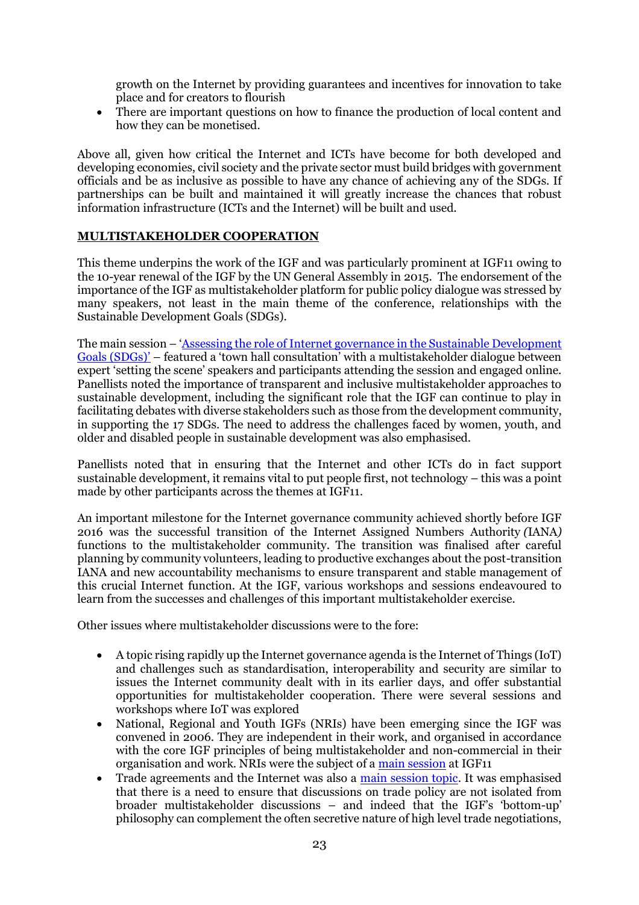growth on the Internet by providing guarantees and incentives for innovation to take place and for creators to flourish
- There are important questions on how to finance the production of local content and how they can be monetised.

Above all, given how critical the Internet and ICTs have become for both developed and developing economies, civil society and the private sector must build bridges with government officials and be as inclusive as possible to have any chance of achieving any of the SDGs. If partnerships can be built and maintained it will greatly increase the chances that robust information infrastructure (ICTs and the Internet) will be built and used.

## **MULTISTAKEHOLDER COOPERATION**

This theme underpins the work of the IGF and was particularly prominent at IGF11 owing to the 10-year renewal of the IGF by the UN General Assembly in 2015. The endorsement of the importance of the IGF as multistakeholder platform for public policy dialogue was stressed by many speakers, not least in the main theme of the conference, relationships with the Sustainable Development Goals (SDGs).

The main session – '[Assessing the role of Internet governance in the Sustainable Development Goals (SDGs)]' – featured a 'town hall consultation' with a multistakeholder dialogue between expert 'setting the scene' speakers and participants attending the session and engaged online. Panellists noted the importance of transparent and inclusive multistakeholder approaches to sustainable development, including the significant role that the IGF can continue to play in facilitating debates with diverse stakeholders such as those from the development community, in supporting the 17 SDGs. The need to address the challenges faced by women, youth, and older and disabled people in sustainable development was also emphasised.

Panellists noted that in ensuring that the Internet and other ICTs do in fact support sustainable development, it remains vital to put people first, not technology – this was a point made by other participants across the themes at IGF11.

An important milestone for the Internet governance community achieved shortly before IGF 2016 was the successful transition of the Internet Assigned Numbers Authority *(*IANA*)* functions to the multistakeholder community. The transition was finalised after careful planning by community volunteers, leading to productive exchanges about the post-transition IANA and new accountability mechanisms to ensure transparent and stable management of this crucial Internet function. At the IGF, various workshops and sessions endeavoured to learn from the successes and challenges of this important multistakeholder exercise.

Other issues where multistakeholder discussions were to the fore:

- A topic rising rapidly up the Internet governance agenda is the Internet of Things (IoT) and challenges such as standardisation, interoperability and security are similar to issues the Internet community dealt with in its earlier days, and offer substantial opportunities for multistakeholder cooperation. There were several sessions and workshops where IoT was explored
- National, Regional and Youth IGFs (NRIs) have been emerging since the IGF was convened in 2006. They are independent in their work, and organised in accordance with the core IGF principles of being multistakeholder and non-commercial in their organisation and work. NRIs were the subject of a [main session] at IGF11
- Trade agreements and the Internet was also a [main session topic]. It was emphasised that there is a need to ensure that discussions on trade policy are not isolated from broader multistakeholder discussions – and indeed that the IGF's 'bottom-up' philosophy can complement the often secretive nature of high level trade negotiations,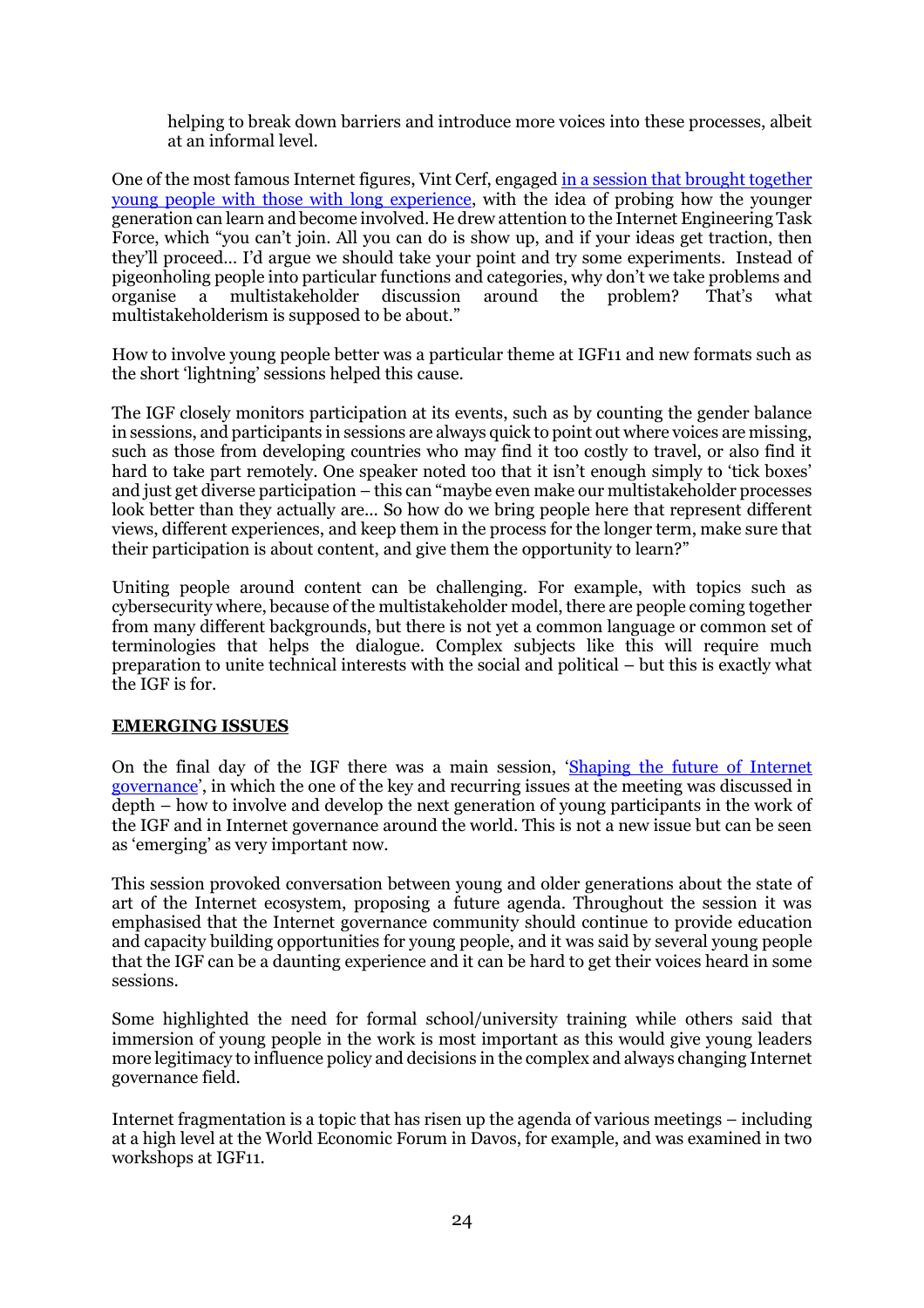helping to break down barriers and introduce more voices into these processes, albeit at an informal level.

One of the most famous Internet figures, Vint Cerf, engaged in a session that brought together young people with those with long experience, with the idea of probing how the younger generation can learn and become involved. He drew attention to the Internet Engineering Task Force, which "you can't join. All you can do is show up, and if your ideas get traction, then they'll proceed… I'd argue we should take your point and try some experiments. Instead of pigeonholing people into particular functions and categories, why don't we take problems and organise a multistakeholder discussion around the problem? That's what multistakeholderism is supposed to be about."

How to involve young people better was a particular theme at IGF11 and new formats such as the short 'lightning' sessions helped this cause.

The IGF closely monitors participation at its events, such as by counting the gender balance in sessions, and participants in sessions are always quick to point out where voices are missing, such as those from developing countries who may find it too costly to travel, or also find it hard to take part remotely. One speaker noted too that it isn't enough simply to 'tick boxes' and just get diverse participation – this can "maybe even make our multistakeholder processes look better than they actually are... So how do we bring people here that represent different views, different experiences, and keep them in the process for the longer term, make sure that their participation is about content, and give them the opportunity to learn?"

Uniting people around content can be challenging. For example, with topics such as cybersecurity where, because of the multistakeholder model, there are people coming together from many different backgrounds, but there is not yet a common language or common set of terminologies that helps the dialogue. Complex subjects like this will require much preparation to unite technical interests with the social and political – but this is exactly what the IGF is for.

## EMERGING ISSUES

On the final day of the IGF there was a main session, 'Shaping the future of Internet governance', in which the one of the key and recurring issues at the meeting was discussed in depth – how to involve and develop the next generation of young participants in the work of the IGF and in Internet governance around the world. This is not a new issue but can be seen as 'emerging' as very important now.

This session provoked conversation between young and older generations about the state of art of the Internet ecosystem, proposing a future agenda. Throughout the session it was emphasised that the Internet governance community should continue to provide education and capacity building opportunities for young people, and it was said by several young people that the IGF can be a daunting experience and it can be hard to get their voices heard in some sessions.

Some highlighted the need for formal school/university training while others said that immersion of young people in the work is most important as this would give young leaders more legitimacy to influence policy and decisions in the complex and always changing Internet governance field.

Internet fragmentation is a topic that has risen up the agenda of various meetings – including at a high level at the World Economic Forum in Davos, for example, and was examined in two workshops at IGF11.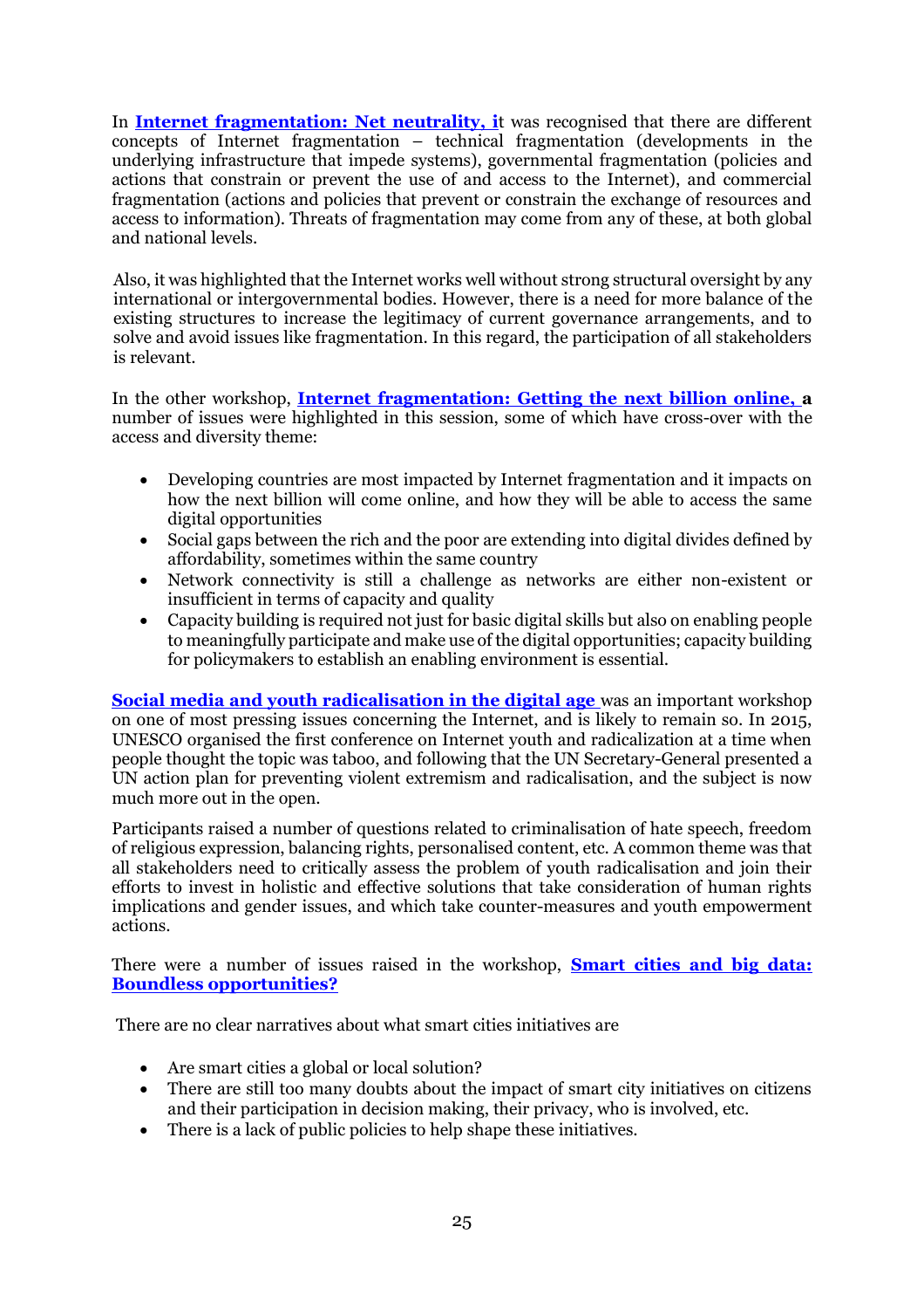In **Internet fragmentation: Net neutrality, i**t was recognised that there are different concepts of Internet fragmentation – technical fragmentation (developments in the underlying infrastructure that impede systems), governmental fragmentation (policies and actions that constrain or prevent the use of and access to the Internet), and commercial fragmentation (actions and policies that prevent or constrain the exchange of resources and access to information). Threats of fragmentation may come from any of these, at both global and national levels.

Also, it was highlighted that the Internet works well without strong structural oversight by any international or intergovernmental bodies. However, there is a need for more balance of the existing structures to increase the legitimacy of current governance arrangements, and to solve and avoid issues like fragmentation. In this regard, the participation of all stakeholders is relevant.

In the other workshop, **Internet fragmentation: Getting the next billion online, a** number of issues were highlighted in this session, some of which have cross-over with the access and diversity theme:

- Developing countries are most impacted by Internet fragmentation and it impacts on how the next billion will come online, and how they will be able to access the same digital opportunities
- Social gaps between the rich and the poor are extending into digital divides defined by affordability, sometimes within the same country
- Network connectivity is still a challenge as networks are either non-existent or insufficient in terms of capacity and quality
- Capacity building is required not just for basic digital skills but also on enabling people to meaningfully participate and make use of the digital opportunities; capacity building for policymakers to establish an enabling environment is essential.

**Social media and youth radicalisation in the digital age** was an important workshop on one of most pressing issues concerning the Internet, and is likely to remain so. In 2015, UNESCO organised the first conference on Internet youth and radicalization at a time when people thought the topic was taboo, and following that the UN Secretary-General presented a UN action plan for preventing violent extremism and radicalisation, and the subject is now much more out in the open.

Participants raised a number of questions related to criminalisation of hate speech, freedom of religious expression, balancing rights, personalised content, etc. A common theme was that all stakeholders need to critically assess the problem of youth radicalisation and join their efforts to invest in holistic and effective solutions that take consideration of human rights implications and gender issues, and which take counter-measures and youth empowerment actions.

There were a number of issues raised in the workshop, **Smart cities and big data: Boundless opportunities?**

There are no clear narratives about what smart cities initiatives are

- Are smart cities a global or local solution?
- There are still too many doubts about the impact of smart city initiatives on citizens and their participation in decision making, their privacy, who is involved, etc.
- There is a lack of public policies to help shape these initiatives.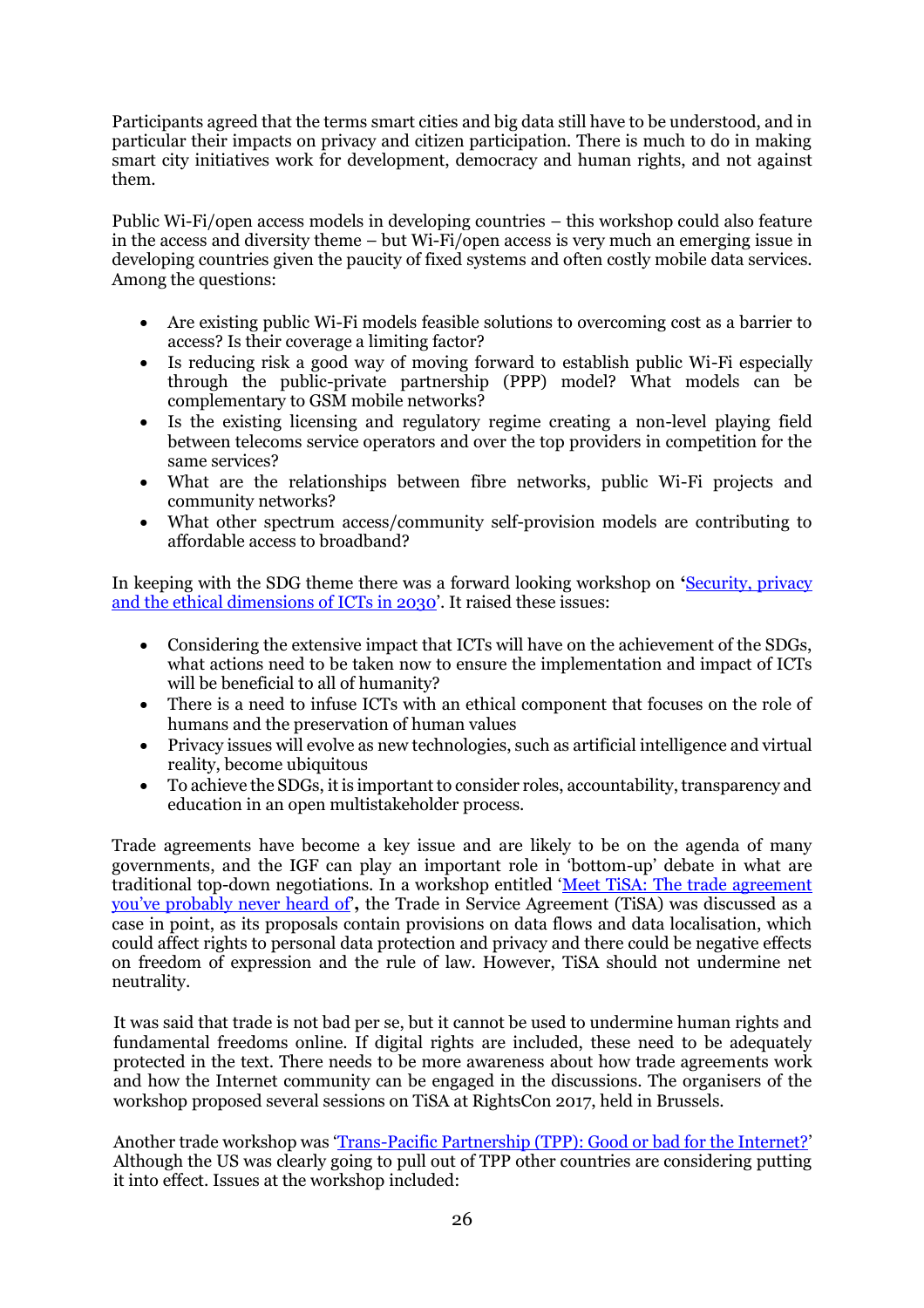Participants agreed that the terms smart cities and big data still have to be understood, and in particular their impacts on privacy and citizen participation. There is much to do in making smart city initiatives work for development, democracy and human rights, and not against them.

Public Wi-Fi/open access models in developing countries – this workshop could also feature in the access and diversity theme – but Wi-Fi/open access is very much an emerging issue in developing countries given the paucity of fixed systems and often costly mobile data services. Among the questions:

- Are existing public Wi-Fi models feasible solutions to overcoming cost as a barrier to access? Is their coverage a limiting factor?
- Is reducing risk a good way of moving forward to establish public Wi-Fi especially through the public-private partnership (PPP) model? What models can be complementary to GSM mobile networks?
- Is the existing licensing and regulatory regime creating a non-level playing field between telecoms service operators and over the top providers in competition for the same services?
- What are the relationships between fibre networks, public Wi-Fi projects and community networks?
- What other spectrum access/community self-provision models are contributing to affordable access to broadband?

In keeping with the SDG theme there was a forward looking workshop on **'**[Security, privacy and the ethical dimensions of ICTs in 2030]'. It raised these issues:

- Considering the extensive impact that ICTs will have on the achievement of the SDGs, what actions need to be taken now to ensure the implementation and impact of ICTs will be beneficial to all of humanity?
- There is a need to infuse ICTs with an ethical component that focuses on the role of humans and the preservation of human values
- Privacy issues will evolve as new technologies, such as artificial intelligence and virtual reality, become ubiquitous
- To achieve the SDGs, it is important to consider roles, accountability, transparency and education in an open multistakeholder process.

Trade agreements have become a key issue and are likely to be on the agenda of many governments, and the IGF can play an important role in 'bottom-up' debate in what are traditional top-down negotiations. In a workshop entitled '[Meet TiSA: The trade agreement you've probably never heard of]'**,** the Trade in Service Agreement (TiSA) was discussed as a case in point, as its proposals contain provisions on data flows and data localisation, which could affect rights to personal data protection and privacy and there could be negative effects on freedom of expression and the rule of law. However, TiSA should not undermine net neutrality.

It was said that trade is not bad per se, but it cannot be used to undermine human rights and fundamental freedoms online. If digital rights are included, these need to be adequately protected in the text. There needs to be more awareness about how trade agreements work and how the Internet community can be engaged in the discussions. The organisers of the workshop proposed several sessions on TiSA at RightsCon 2017, held in Brussels.

Another trade workshop was '[Trans-Pacific Partnership (TPP): Good or bad for the Internet?]' Although the US was clearly going to pull out of TPP other countries are considering putting it into effect. Issues at the workshop included: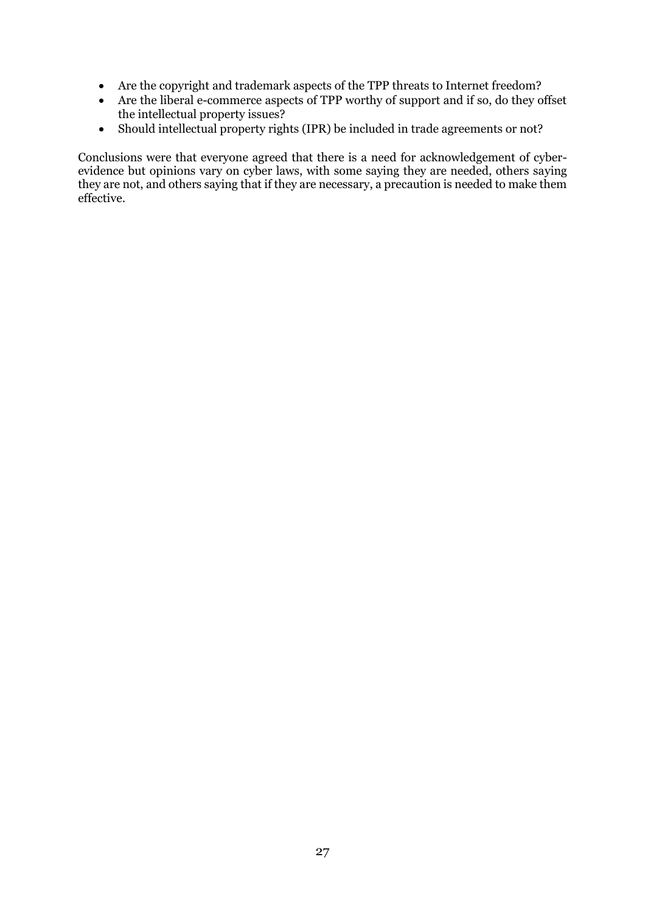- Are the copyright and trademark aspects of the TPP threats to Internet freedom?
- Are the liberal e-commerce aspects of TPP worthy of support and if so, do they offset the intellectual property issues?
- Should intellectual property rights (IPR) be included in trade agreements or not?

Conclusions were that everyone agreed that there is a need for acknowledgement of cyber-evidence but opinions vary on cyber laws, with some saying they are needed, others saying they are not, and others saying that if they are necessary, a precaution is needed to make them effective.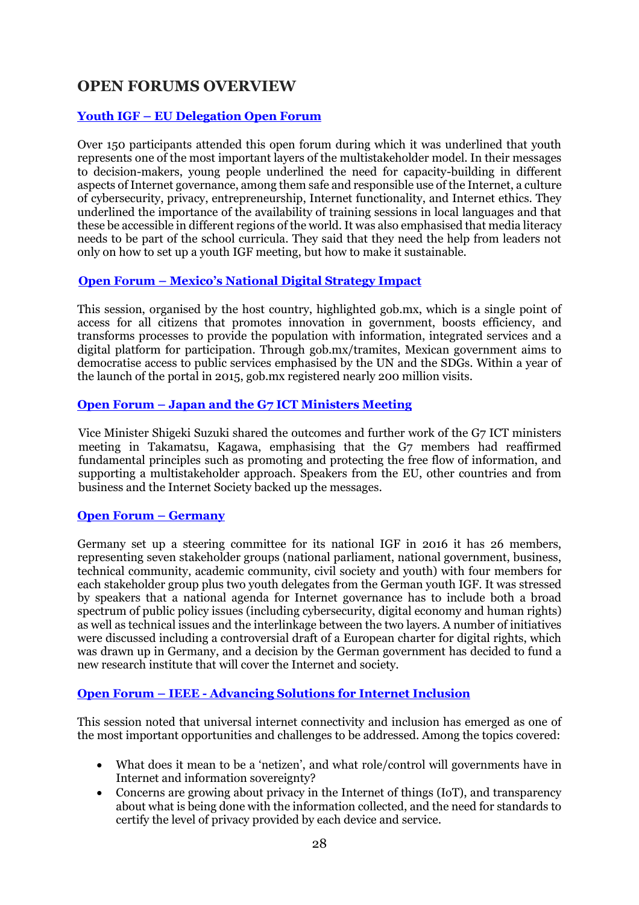# OPEN FORUMS OVERVIEW

### Youth IGF – EU Delegation Open Forum

Over 150 participants attended this open forum during which it was underlined that youth represents one of the most important layers of the multistakeholder model. In their messages to decision-makers, young people underlined the need for capacity-building in different aspects of Internet governance, among them safe and responsible use of the Internet, a culture of cybersecurity, privacy, entrepreneurship, Internet functionality, and Internet ethics. They underlined the importance of the availability of training sessions in local languages and that these be accessible in different regions of the world. It was also emphasised that media literacy needs to be part of the school curricula. They said that they need the help from leaders not only on how to set up a youth IGF meeting, but how to make it sustainable.

### Open Forum – Mexico's National Digital Strategy Impact

This session, organised by the host country, highlighted gob.mx, which is a single point of access for all citizens that promotes innovation in government, boosts efficiency, and transforms processes to provide the population with information, integrated services and a digital platform for participation. Through gob.mx/tramites, Mexican government aims to democratise access to public services emphasised by the UN and the SDGs. Within a year of the launch of the portal in 2015, gob.mx registered nearly 200 million visits.

### Open Forum – Japan and the G7 ICT Ministers Meeting

Vice Minister Shigeki Suzuki shared the outcomes and further work of the G7 ICT ministers meeting in Takamatsu, Kagawa, emphasising that the G7 members had reaffirmed fundamental principles such as promoting and protecting the free flow of information, and supporting a multistakeholder approach. Speakers from the EU, other countries and from business and the Internet Society backed up the messages.

### Open Forum – Germany

Germany set up a steering committee for its national IGF in 2016 it has 26 members, representing seven stakeholder groups (national parliament, national government, business, technical community, academic community, civil society and youth) with four members for each stakeholder group plus two youth delegates from the German youth IGF. It was stressed by speakers that a national agenda for Internet governance has to include both a broad spectrum of public policy issues (including cybersecurity, digital economy and human rights) as well as technical issues and the interlinkage between the two layers. A number of initiatives were discussed including a controversial draft of a European charter for digital rights, which was drawn up in Germany, and a decision by the German government has decided to fund a new research institute that will cover the Internet and society.

### Open Forum – IEEE - Advancing Solutions for Internet Inclusion

This session noted that universal internet connectivity and inclusion has emerged as one of the most important opportunities and challenges to be addressed. Among the topics covered:

- What does it mean to be a 'netizen', and what role/control will governments have in Internet and information sovereignty?
- Concerns are growing about privacy in the Internet of things (IoT), and transparency about what is being done with the information collected, and the need for standards to certify the level of privacy provided by each device and service.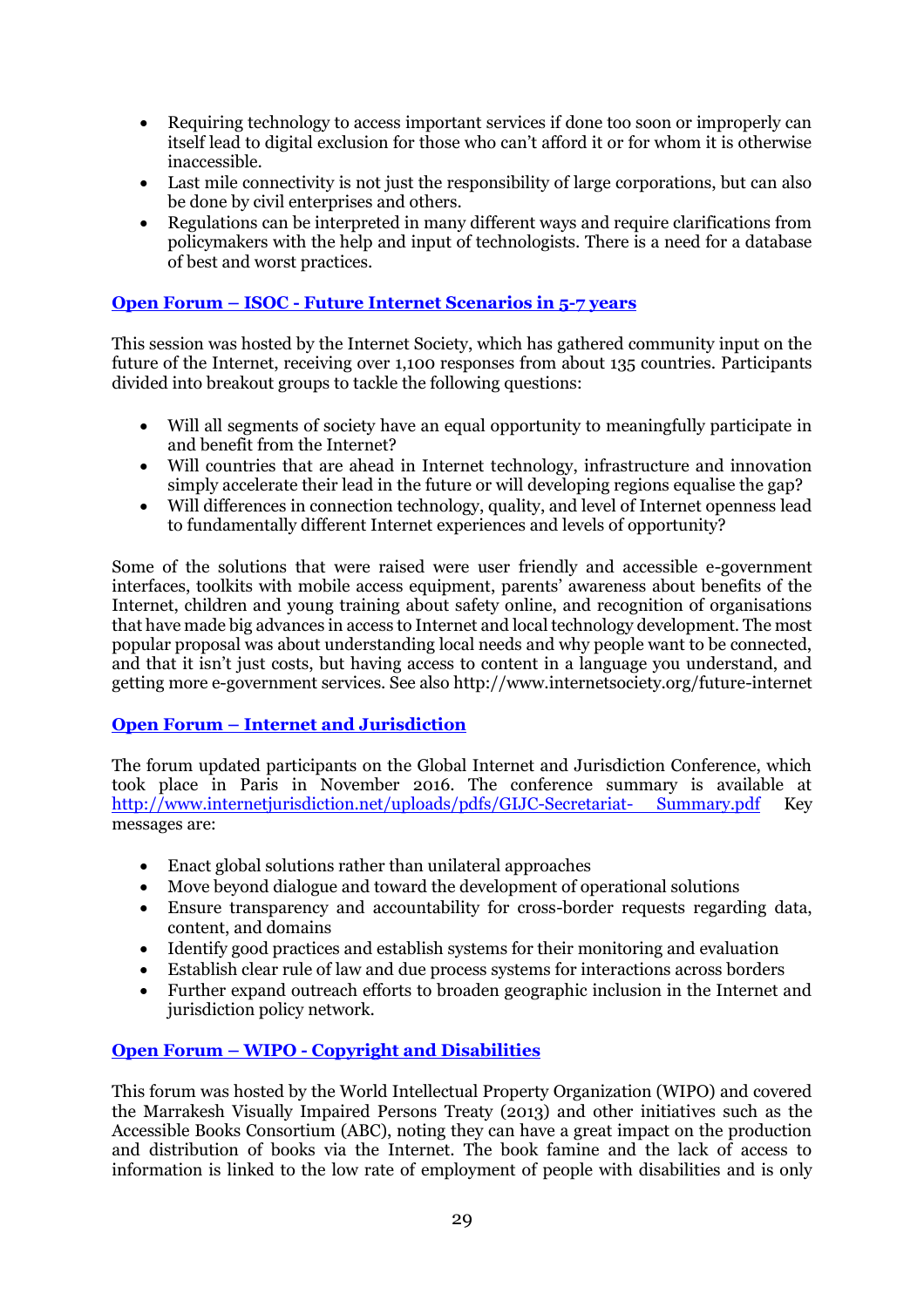- Requiring technology to access important services if done too soon or improperly can itself lead to digital exclusion for those who can't afford it or for whom it is otherwise inaccessible.
- Last mile connectivity is not just the responsibility of large corporations, but can also be done by civil enterprises and others.
- Regulations can be interpreted in many different ways and require clarifications from policymakers with the help and input of technologists. There is a need for a database of best and worst practices.

### Open Forum – ISOC - Future Internet Scenarios in 5-7 years

This session was hosted by the Internet Society, which has gathered community input on the future of the Internet, receiving over 1,100 responses from about 135 countries. Participants divided into breakout groups to tackle the following questions:

- Will all segments of society have an equal opportunity to meaningfully participate in and benefit from the Internet?
- Will countries that are ahead in Internet technology, infrastructure and innovation simply accelerate their lead in the future or will developing regions equalise the gap?
- Will differences in connection technology, quality, and level of Internet openness lead to fundamentally different Internet experiences and levels of opportunity?

Some of the solutions that were raised were user friendly and accessible e-government interfaces, toolkits with mobile access equipment, parents' awareness about benefits of the Internet, children and young training about safety online, and recognition of organisations that have made big advances in access to Internet and local technology development. The most popular proposal was about understanding local needs and why people want to be connected, and that it isn't just costs, but having access to content in a language you understand, and getting more e-government services. See also http://www.internetsociety.org/future-internet

### Open Forum – Internet and Jurisdiction

The forum updated participants on the Global Internet and Jurisdiction Conference, which took place in Paris in November 2016. The conference summary is available at http://www.internetjurisdiction.net/uploads/pdfs/GIJC-Secretariat- Summary.pdf Key messages are:

- Enact global solutions rather than unilateral approaches
- Move beyond dialogue and toward the development of operational solutions
- Ensure transparency and accountability for cross-border requests regarding data, content, and domains
- Identify good practices and establish systems for their monitoring and evaluation
- Establish clear rule of law and due process systems for interactions across borders
- Further expand outreach efforts to broaden geographic inclusion in the Internet and jurisdiction policy network.

### Open Forum – WIPO - Copyright and Disabilities

This forum was hosted by the World Intellectual Property Organization (WIPO) and covered the Marrakesh Visually Impaired Persons Treaty (2013) and other initiatives such as the Accessible Books Consortium (ABC), noting they can have a great impact on the production and distribution of books via the Internet. The book famine and the lack of access to information is linked to the low rate of employment of people with disabilities and is only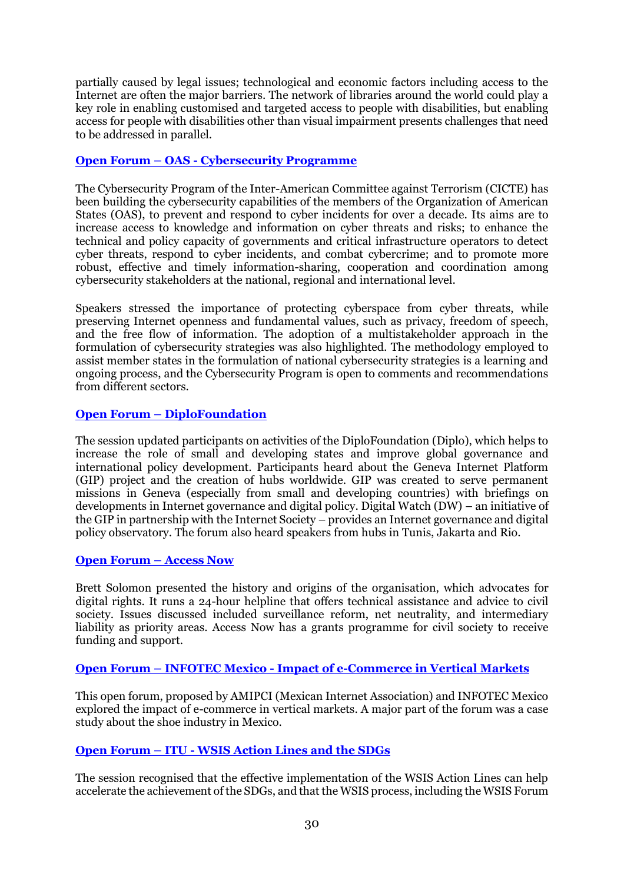partially caused by legal issues; technological and economic factors including access to the Internet are often the major barriers. The network of libraries around the world could play a key role in enabling customised and targeted access to people with disabilities, but enabling access for people with disabilities other than visual impairment presents challenges that need to be addressed in parallel.

### Open Forum – OAS - Cybersecurity Programme

The Cybersecurity Program of the Inter-American Committee against Terrorism (CICTE) has been building the cybersecurity capabilities of the members of the Organization of American States (OAS), to prevent and respond to cyber incidents for over a decade. Its aims are to increase access to knowledge and information on cyber threats and risks; to enhance the technical and policy capacity of governments and critical infrastructure operators to detect cyber threats, respond to cyber incidents, and combat cybercrime; and to promote more robust, effective and timely information-sharing, cooperation and coordination among cybersecurity stakeholders at the national, regional and international level.

Speakers stressed the importance of protecting cyberspace from cyber threats, while preserving Internet openness and fundamental values, such as privacy, freedom of speech, and the free flow of information. The adoption of a multistakeholder approach in the formulation of cybersecurity strategies was also highlighted. The methodology employed to assist member states in the formulation of national cybersecurity strategies is a learning and ongoing process, and the Cybersecurity Program is open to comments and recommendations from different sectors.

### Open Forum – DiploFoundation

The session updated participants on activities of the DiploFoundation (Diplo), which helps to increase the role of small and developing states and improve global governance and international policy development. Participants heard about the Geneva Internet Platform (GIP) project and the creation of hubs worldwide. GIP was created to serve permanent missions in Geneva (especially from small and developing countries) with briefings on developments in Internet governance and digital policy. Digital Watch (DW) – an initiative of the GIP in partnership with the Internet Society – provides an Internet governance and digital policy observatory. The forum also heard speakers from hubs in Tunis, Jakarta and Rio.

### Open Forum – Access Now

Brett Solomon presented the history and origins of the organisation, which advocates for digital rights. It runs a 24-hour helpline that offers technical assistance and advice to civil society. Issues discussed included surveillance reform, net neutrality, and intermediary liability as priority areas. Access Now has a grants programme for civil society to receive funding and support.

### Open Forum – INFOTEC Mexico - Impact of e-Commerce in Vertical Markets

This open forum, proposed by AMIPCI (Mexican Internet Association) and INFOTEC Mexico explored the impact of e-commerce in vertical markets. A major part of the forum was a case study about the shoe industry in Mexico.

### Open Forum – ITU - WSIS Action Lines and the SDGs

The session recognised that the effective implementation of the WSIS Action Lines can help accelerate the achievement of the SDGs, and that the WSIS process, including the WSIS Forum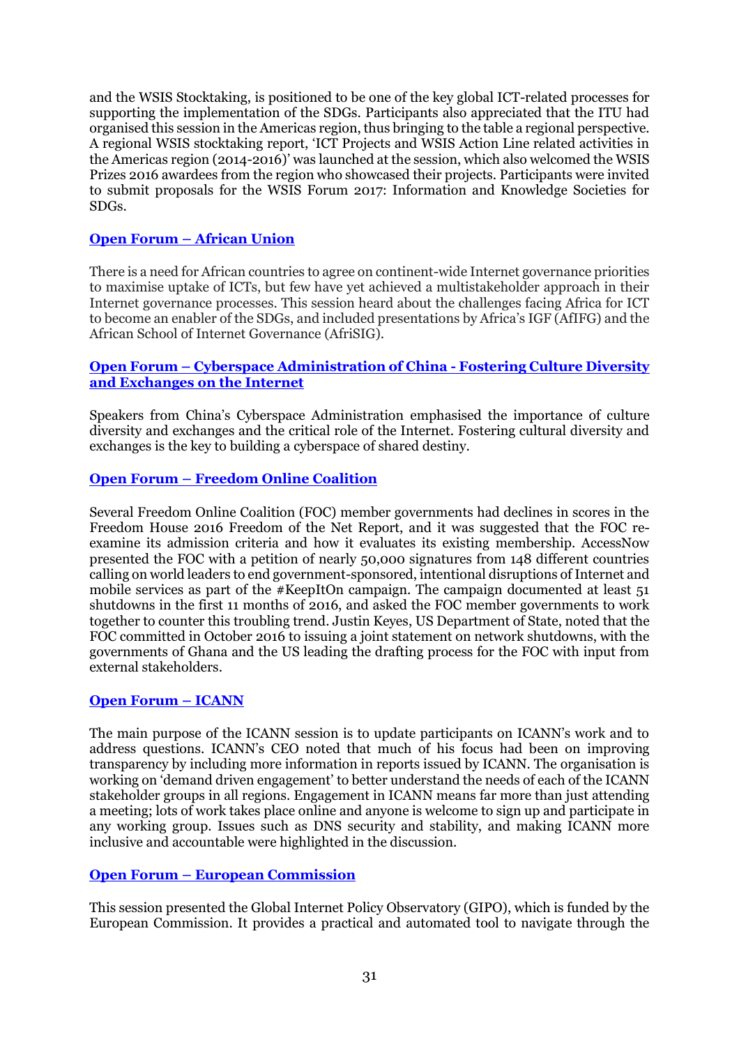and the WSIS Stocktaking, is positioned to be one of the key global ICT-related processes for supporting the implementation of the SDGs. Participants also appreciated that the ITU had organised this session in the Americas region, thus bringing to the table a regional perspective. A regional WSIS stocktaking report, 'ICT Projects and WSIS Action Line related activities in the Americas region (2014-2016)' was launched at the session, which also welcomed the WSIS Prizes 2016 awardees from the region who showcased their projects. Participants were invited to submit proposals for the WSIS Forum 2017: Information and Knowledge Societies for SDGs.

### Open Forum – African Union

There is a need for African countries to agree on continent-wide Internet governance priorities to maximise uptake of ICTs, but few have yet achieved a multistakeholder approach in their Internet governance processes. This session heard about the challenges facing Africa for ICT to become an enabler of the SDGs, and included presentations by Africa's IGF (AfIFG) and the African School of Internet Governance (AfriSIG).

### Open Forum – Cyberspace Administration of China - Fostering Culture Diversity and Exchanges on the Internet

Speakers from China's Cyberspace Administration emphasised the importance of culture diversity and exchanges and the critical role of the Internet. Fostering cultural diversity and exchanges is the key to building a cyberspace of shared destiny.

### Open Forum – Freedom Online Coalition

Several Freedom Online Coalition (FOC) member governments had declines in scores in the Freedom House 2016 Freedom of the Net Report, and it was suggested that the FOC re-examine its admission criteria and how it evaluates its existing membership. AccessNow presented the FOC with a petition of nearly 50,000 signatures from 148 different countries calling on world leaders to end government-sponsored, intentional disruptions of Internet and mobile services as part of the #KeepItOn campaign. The campaign documented at least 51 shutdowns in the first 11 months of 2016, and asked the FOC member governments to work together to counter this troubling trend. Justin Keyes, US Department of State, noted that the FOC committed in October 2016 to issuing a joint statement on network shutdowns, with the governments of Ghana and the US leading the drafting process for the FOC with input from external stakeholders.

### Open Forum – ICANN

The main purpose of the ICANN session is to update participants on ICANN's work and to address questions. ICANN's CEO noted that much of his focus had been on improving transparency by including more information in reports issued by ICANN. The organisation is working on 'demand driven engagement' to better understand the needs of each of the ICANN stakeholder groups in all regions. Engagement in ICANN means far more than just attending a meeting; lots of work takes place online and anyone is welcome to sign up and participate in any working group. Issues such as DNS security and stability, and making ICANN more inclusive and accountable were highlighted in the discussion.

### Open Forum – European Commission

This session presented the Global Internet Policy Observatory (GIPO), which is funded by the European Commission. It provides a practical and automated tool to navigate through the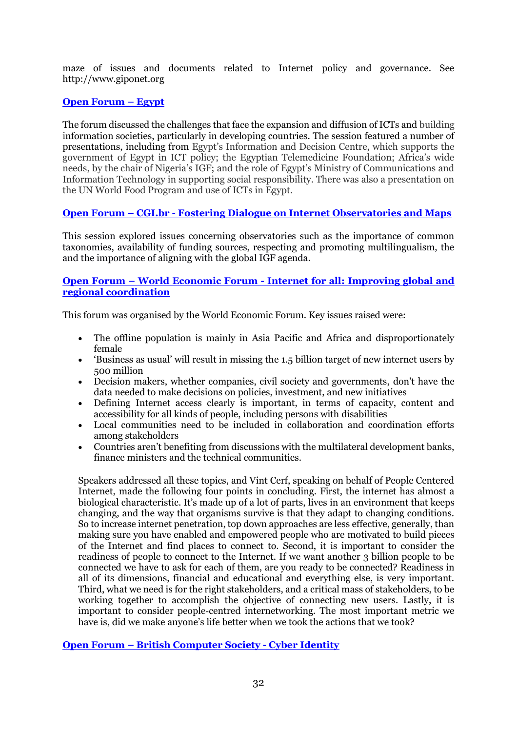maze of issues and documents related to Internet policy and governance. See http://www.giponet.org

### Open Forum – Egypt

The forum discussed the challenges that face the expansion and diffusion of ICTs and building information societies, particularly in developing countries. The session featured a number of presentations, including from Egypt's Information and Decision Centre, which supports the government of Egypt in ICT policy; the Egyptian Telemedicine Foundation; Africa's wide needs, by the chair of Nigeria's IGF; and the role of Egypt's Ministry of Communications and Information Technology in supporting social responsibility. There was also a presentation on the UN World Food Program and use of ICTs in Egypt.

### Open Forum – CGI.br - Fostering Dialogue on Internet Observatories and Maps

This session explored issues concerning observatories such as the importance of common taxonomies, availability of funding sources, respecting and promoting multilingualism, the and the importance of aligning with the global IGF agenda.

### Open Forum – World Economic Forum - Internet for all: Improving global and regional coordination

This forum was organised by the World Economic Forum. Key issues raised were:

- The offline population is mainly in Asia Pacific and Africa and disproportionately female
- 'Business as usual' will result in missing the 1.5 billion target of new internet users by 500 million
- Decision makers, whether companies, civil society and governments, don't have the data needed to make decisions on policies, investment, and new initiatives
- Defining Internet access clearly is important, in terms of capacity, content and accessibility for all kinds of people, including persons with disabilities
- Local communities need to be included in collaboration and coordination efforts among stakeholders
- Countries aren't benefiting from discussions with the multilateral development banks, finance ministers and the technical communities.

Speakers addressed all these topics, and Vint Cerf, speaking on behalf of People Centered Internet, made the following four points in concluding. First, the internet has almost a biological characteristic. It's made up of a lot of parts, lives in an environment that keeps changing, and the way that organisms survive is that they adapt to changing conditions. So to increase internet penetration, top down approaches are less effective, generally, than making sure you have enabled and empowered people who are motivated to build pieces of the Internet and find places to connect to. Second, it is important to consider the readiness of people to connect to the Internet. If we want another 3 billion people to be connected we have to ask for each of them, are you ready to be connected? Readiness in all of its dimensions, financial and educational and everything else, is very important. Third, what we need is for the right stakeholders, and a critical mass of stakeholders, to be working together to accomplish the objective of connecting new users. Lastly, it is important to consider people-centred internetworking. The most important metric we have is, did we make anyone's life better when we took the actions that we took?

### Open Forum – British Computer Society - Cyber Identity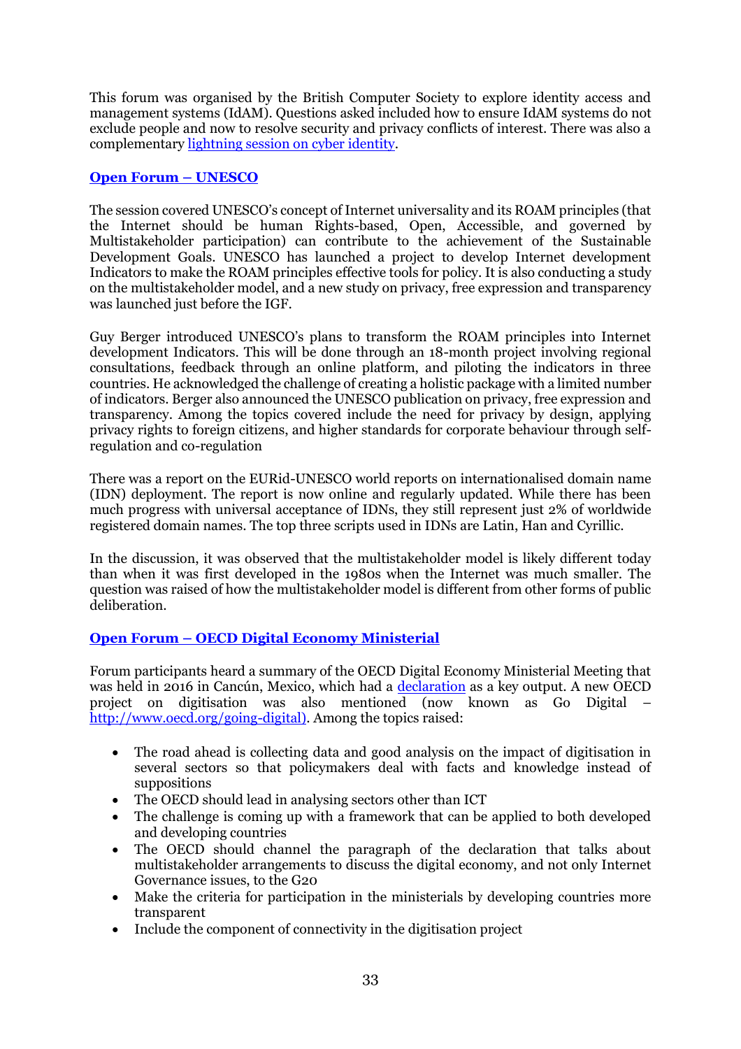This forum was organised by the British Computer Society to explore identity access and management systems (IdAM). Questions asked included how to ensure IdAM systems do not exclude people and now to resolve security and privacy conflicts of interest. There was also a complementary [lightning session on cyber identity](#).

### [Open Forum – UNESCO](#)

The session covered UNESCO's concept of Internet universality and its ROAM principles (that the Internet should be human Rights-based, Open, Accessible, and governed by Multistakeholder participation) can contribute to the achievement of the Sustainable Development Goals. UNESCO has launched a project to develop Internet development Indicators to make the ROAM principles effective tools for policy. It is also conducting a study on the multistakeholder model, and a new study on privacy, free expression and transparency was launched just before the IGF.

Guy Berger introduced UNESCO's plans to transform the ROAM principles into Internet development Indicators. This will be done through an 18-month project involving regional consultations, feedback through an online platform, and piloting the indicators in three countries. He acknowledged the challenge of creating a holistic package with a limited number of indicators. Berger also announced the UNESCO publication on privacy, free expression and transparency. Among the topics covered include the need for privacy by design, applying privacy rights to foreign citizens, and higher standards for corporate behaviour through self-regulation and co-regulation

There was a report on the EURid-UNESCO world reports on internationalised domain name (IDN) deployment. The report is now online and regularly updated. While there has been much progress with universal acceptance of IDNs, they still represent just 2% of worldwide registered domain names. The top three scripts used in IDNs are Latin, Han and Cyrillic.

In the discussion, it was observed that the multistakeholder model is likely different today than when it was first developed in the 1980s when the Internet was much smaller. The question was raised of how the multistakeholder model is different from other forms of public deliberation.

### [Open Forum – OECD Digital Economy Ministerial](#)

Forum participants heard a summary of the OECD Digital Economy Ministerial Meeting that was held in 2016 in Cancún, Mexico, which had a [declaration](#) as a key output. A new OECD project on digitisation was also mentioned (now known as Go Digital – [http://www.oecd.org/going-digital](http://www.oecd.org/going-digital)). Among the topics raised:

- The road ahead is collecting data and good analysis on the impact of digitisation in several sectors so that policymakers deal with facts and knowledge instead of suppositions
- The OECD should lead in analysing sectors other than ICT
- The challenge is coming up with a framework that can be applied to both developed and developing countries
- The OECD should channel the paragraph of the declaration that talks about multistakeholder arrangements to discuss the digital economy, and not only Internet Governance issues, to the G20
- Make the criteria for participation in the ministerials by developing countries more transparent
- Include the component of connectivity in the digitisation project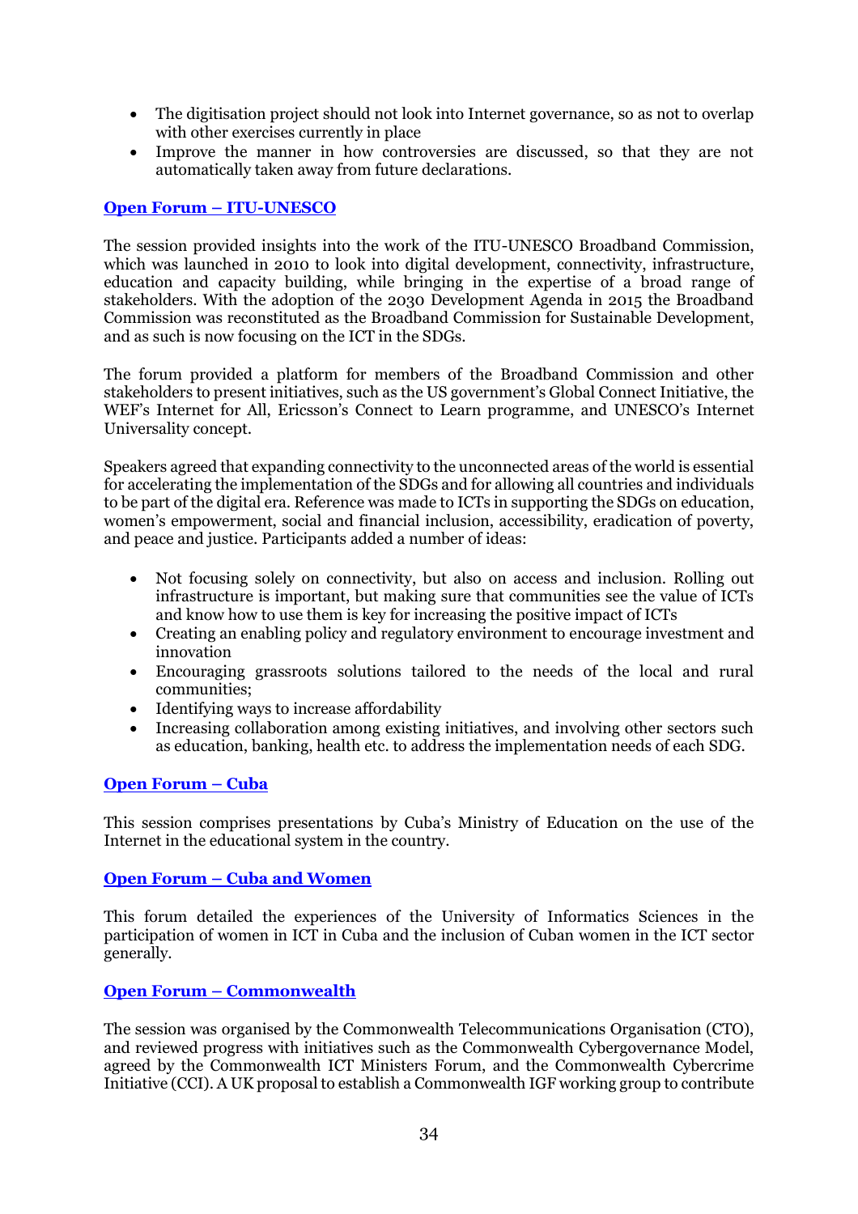- The digitisation project should not look into Internet governance, so as not to overlap with other exercises currently in place
- Improve the manner in how controversies are discussed, so that they are not automatically taken away from future declarations.

### **Open Forum – ITU-UNESCO**

The session provided insights into the work of the ITU-UNESCO Broadband Commission, which was launched in 2010 to look into digital development, connectivity, infrastructure, education and capacity building, while bringing in the expertise of a broad range of stakeholders. With the adoption of the 2030 Development Agenda in 2015 the Broadband Commission was reconstituted as the Broadband Commission for Sustainable Development, and as such is now focusing on the ICT in the SDGs.

The forum provided a platform for members of the Broadband Commission and other stakeholders to present initiatives, such as the US government's Global Connect Initiative, the WEF's Internet for All, Ericsson's Connect to Learn programme, and UNESCO's Internet Universality concept.

Speakers agreed that expanding connectivity to the unconnected areas of the world is essential for accelerating the implementation of the SDGs and for allowing all countries and individuals to be part of the digital era. Reference was made to ICTs in supporting the SDGs on education, women's empowerment, social and financial inclusion, accessibility, eradication of poverty, and peace and justice. Participants added a number of ideas:

- Not focusing solely on connectivity, but also on access and inclusion. Rolling out infrastructure is important, but making sure that communities see the value of ICTs and know how to use them is key for increasing the positive impact of ICTs
- Creating an enabling policy and regulatory environment to encourage investment and innovation
- Encouraging grassroots solutions tailored to the needs of the local and rural communities;
- Identifying ways to increase affordability
- Increasing collaboration among existing initiatives, and involving other sectors such as education, banking, health etc. to address the implementation needs of each SDG.

### **Open Forum – Cuba**

This session comprises presentations by Cuba's Ministry of Education on the use of the Internet in the educational system in the country.

### **Open Forum – Cuba and Women**

This forum detailed the experiences of the University of Informatics Sciences in the participation of women in ICT in Cuba and the inclusion of Cuban women in the ICT sector generally.

### **Open Forum – Commonwealth**

The session was organised by the Commonwealth Telecommunications Organisation (CTO), and reviewed progress with initiatives such as the Commonwealth Cybergovernance Model, agreed by the Commonwealth ICT Ministers Forum, and the Commonwealth Cybercrime Initiative (CCI). A UK proposal to establish a Commonwealth IGF working group to contribute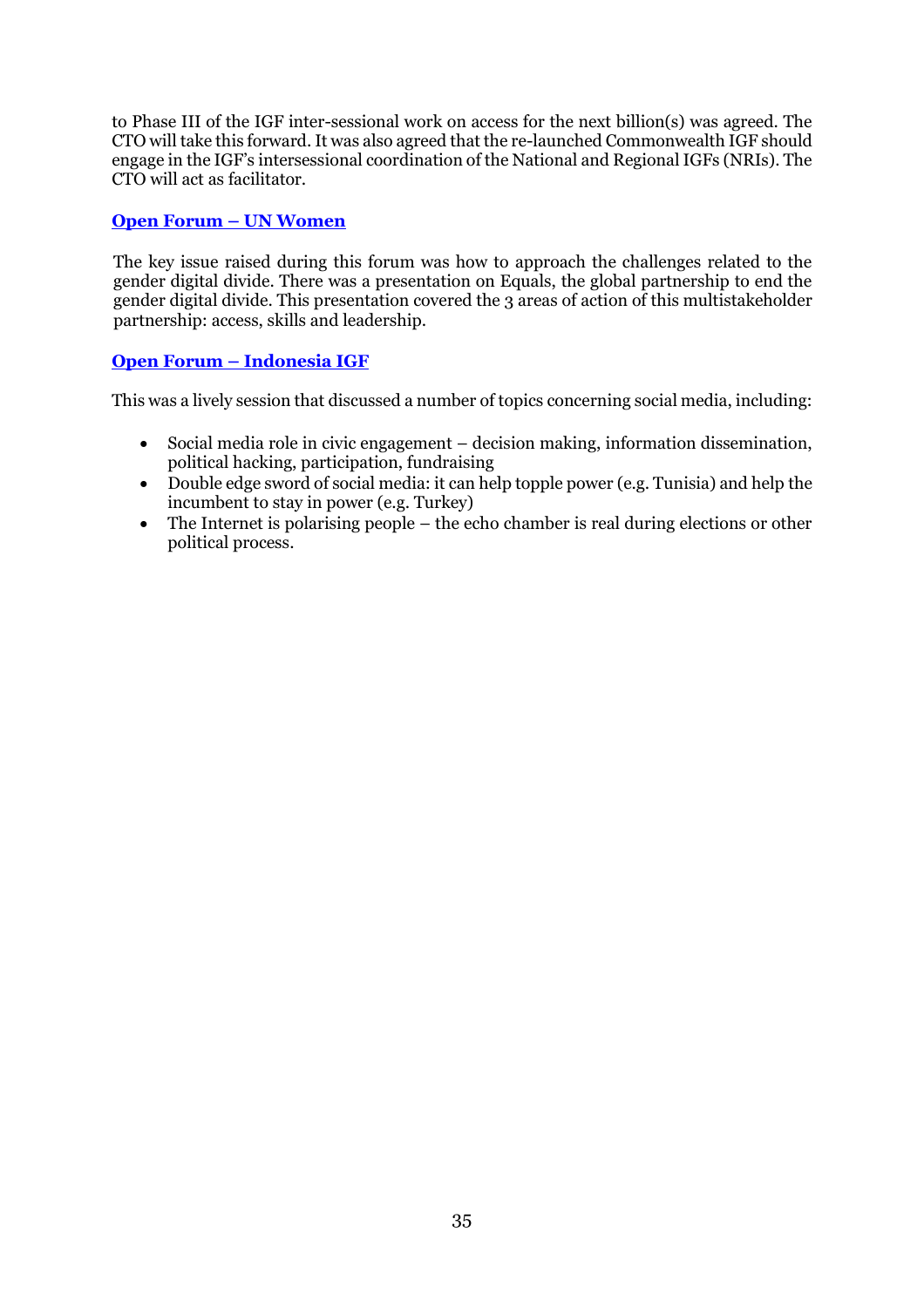to Phase III of the IGF inter-sessional work on access for the next billion(s) was agreed. The CTO will take this forward. It was also agreed that the re-launched Commonwealth IGF should engage in the IGF's intersessional coordination of the National and Regional IGFs (NRIs). The CTO will act as facilitator.

### Open Forum – UN Women

The key issue raised during this forum was how to approach the challenges related to the gender digital divide. There was a presentation on Equals, the global partnership to end the gender digital divide. This presentation covered the 3 areas of action of this multistakeholder partnership: access, skills and leadership.

### Open Forum – Indonesia IGF

This was a lively session that discussed a number of topics concerning social media, including:

- Social media role in civic engagement – decision making, information dissemination, political hacking, participation, fundraising
- Double edge sword of social media: it can help topple power (e.g. Tunisia) and help the incumbent to stay in power (e.g. Turkey)
- The Internet is polarising people – the echo chamber is real during elections or other political process.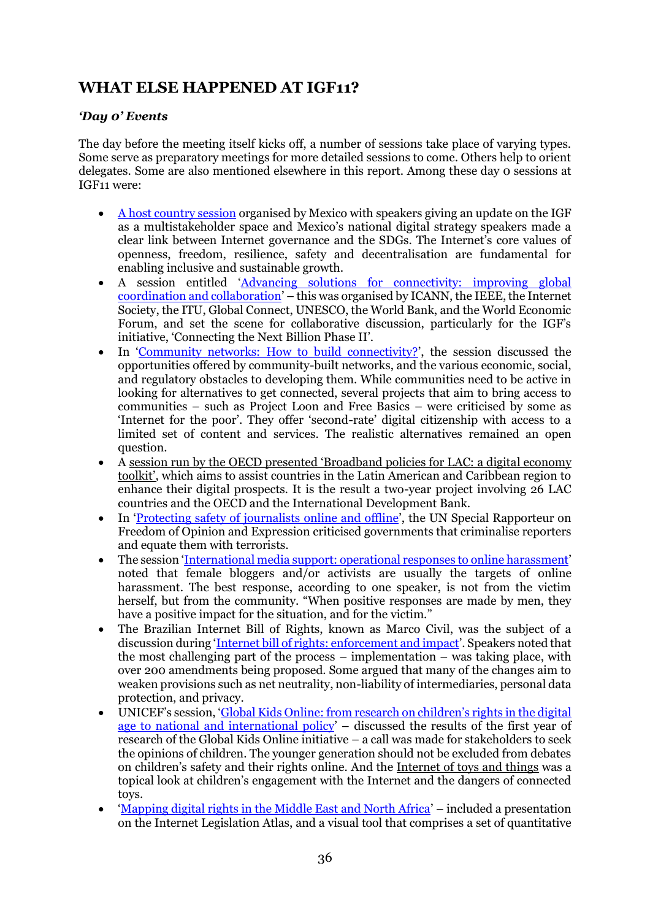## WHAT ELSE HAPPENED AT IGF11?

### *'Day 0' Events*

The day before the meeting itself kicks off, a number of sessions take place of varying types. Some serve as preparatory meetings for more detailed sessions to come. Others help to orient delegates. Some are also mentioned elsewhere in this report. Among these day 0 sessions at IGF11 were:

- A host country session organised by Mexico with speakers giving an update on the IGF as a multistakeholder space and Mexico's national digital strategy speakers made a clear link between Internet governance and the SDGs. The Internet's core values of openness, freedom, resilience, safety and decentralisation are fundamental for enabling inclusive and sustainable growth.
- A session entitled 'Advancing solutions for connectivity: improving global coordination and collaboration' – this was organised by ICANN, the IEEE, the Internet Society, the ITU, Global Connect, UNESCO, the World Bank, and the World Economic Forum, and set the scene for collaborative discussion, particularly for the IGF's initiative, 'Connecting the Next Billion Phase II'.
- In 'Community networks: How to build connectivity?', the session discussed the opportunities offered by community-built networks, and the various economic, social, and regulatory obstacles to developing them. While communities need to be active in looking for alternatives to get connected, several projects that aim to bring access to communities – such as Project Loon and Free Basics – were criticised by some as 'Internet for the poor'. They offer 'second-rate' digital citizenship with access to a limited set of content and services. The realistic alternatives remained an open question.
- A session run by the OECD presented 'Broadband policies for LAC: a digital economy toolkit', which aims to assist countries in the Latin American and Caribbean region to enhance their digital prospects. It is the result a two-year project involving 26 LAC countries and the OECD and the International Development Bank.
- In 'Protecting safety of journalists online and offline', the UN Special Rapporteur on Freedom of Opinion and Expression criticised governments that criminalise reporters and equate them with terrorists.
- The session 'International media support: operational responses to online harassment' noted that female bloggers and/or activists are usually the targets of online harassment. The best response, according to one speaker, is not from the victim herself, but from the community. "When positive responses are made by men, they have a positive impact for the situation, and for the victim."
- The Brazilian Internet Bill of Rights, known as Marco Civil, was the subject of a discussion during 'Internet bill of rights: enforcement and impact'. Speakers noted that the most challenging part of the process – implementation – was taking place, with over 200 amendments being proposed. Some argued that many of the changes aim to weaken provisions such as net neutrality, non-liability of intermediaries, personal data protection, and privacy.
- UNICEF's session, 'Global Kids Online: from research on children's rights in the digital age to national and international policy' – discussed the results of the first year of research of the Global Kids Online initiative – a call was made for stakeholders to seek the opinions of children. The younger generation should not be excluded from debates on children's safety and their rights online. And the Internet of toys and things was a topical look at children's engagement with the Internet and the dangers of connected toys.
- 'Mapping digital rights in the Middle East and North Africa' – included a presentation on the Internet Legislation Atlas, and a visual tool that comprises a set of quantitative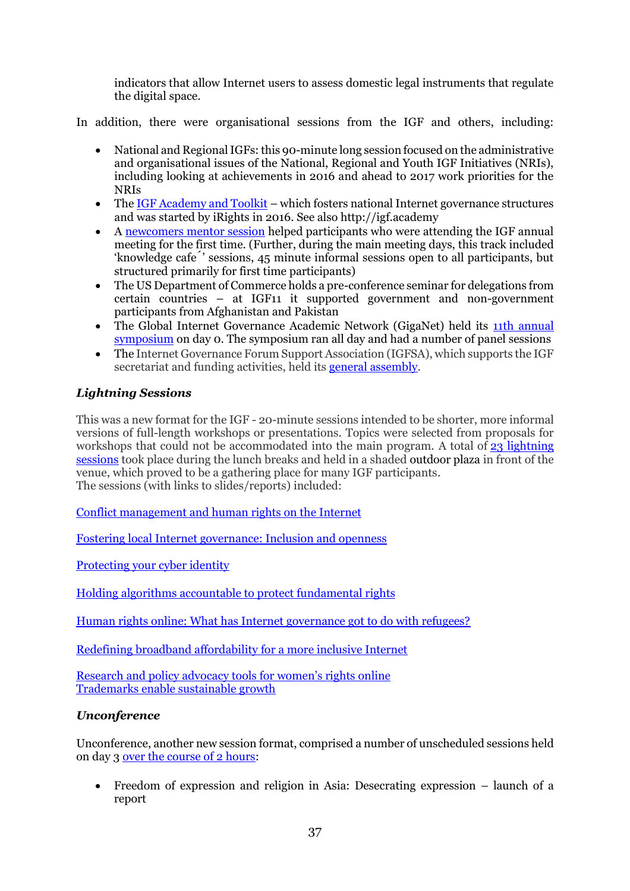indicators that allow Internet users to assess domestic legal instruments that regulate the digital space.

In addition, there were organisational sessions from the IGF and others, including:

- National and Regional IGFs: this 90-minute long session focused on the administrative and organisational issues of the National, Regional and Youth IGF Initiatives (NRIs), including looking at achievements in 2016 and ahead to 2017 work priorities for the NRIs
- The IGF Academy and Toolkit – which fosters national Internet governance structures and was started by iRights in 2016. See also http://igf.academy
- A newcomers mentor session helped participants who were attending the IGF annual meeting for the first time. (Further, during the main meeting days, this track included 'knowledge cafe´' sessions, 45 minute informal sessions open to all participants, but structured primarily for first time participants)
- The US Department of Commerce holds a pre-conference seminar for delegations from certain countries – at IGF11 it supported government and non-government participants from Afghanistan and Pakistan
- The Global Internet Governance Academic Network (GigaNet) held its 11th annual symposium on day 0. The symposium ran all day and had a number of panel sessions
- The Internet Governance Forum Support Association (IGFSA), which supports the IGF secretariat and funding activities, held its general assembly.

### *Lightning Sessions*

This was a new format for the IGF - 20-minute sessions intended to be shorter, more informal versions of full-length workshops or presentations. Topics were selected from proposals for workshops that could not be accommodated into the main program. A total of 23 lightning sessions took place during the lunch breaks and held in a shaded outdoor plaza in front of the venue, which proved to be a gathering place for many IGF participants.
The sessions (with links to slides/reports) included:

Conflict management and human rights on the Internet

Fostering local Internet governance: Inclusion and openness

Protecting your cyber identity

Holding algorithms accountable to protect fundamental rights

Human rights online: What has Internet governance got to do with refugees?

Redefining broadband affordability for a more inclusive Internet

Research and policy advocacy tools for women's rights online
Trademarks enable sustainable growth

### *Unconference*

Unconference, another new session format, comprised a number of unscheduled sessions held on day 3 over the course of 2 hours:

- Freedom of expression and religion in Asia: Desecrating expression – launch of a report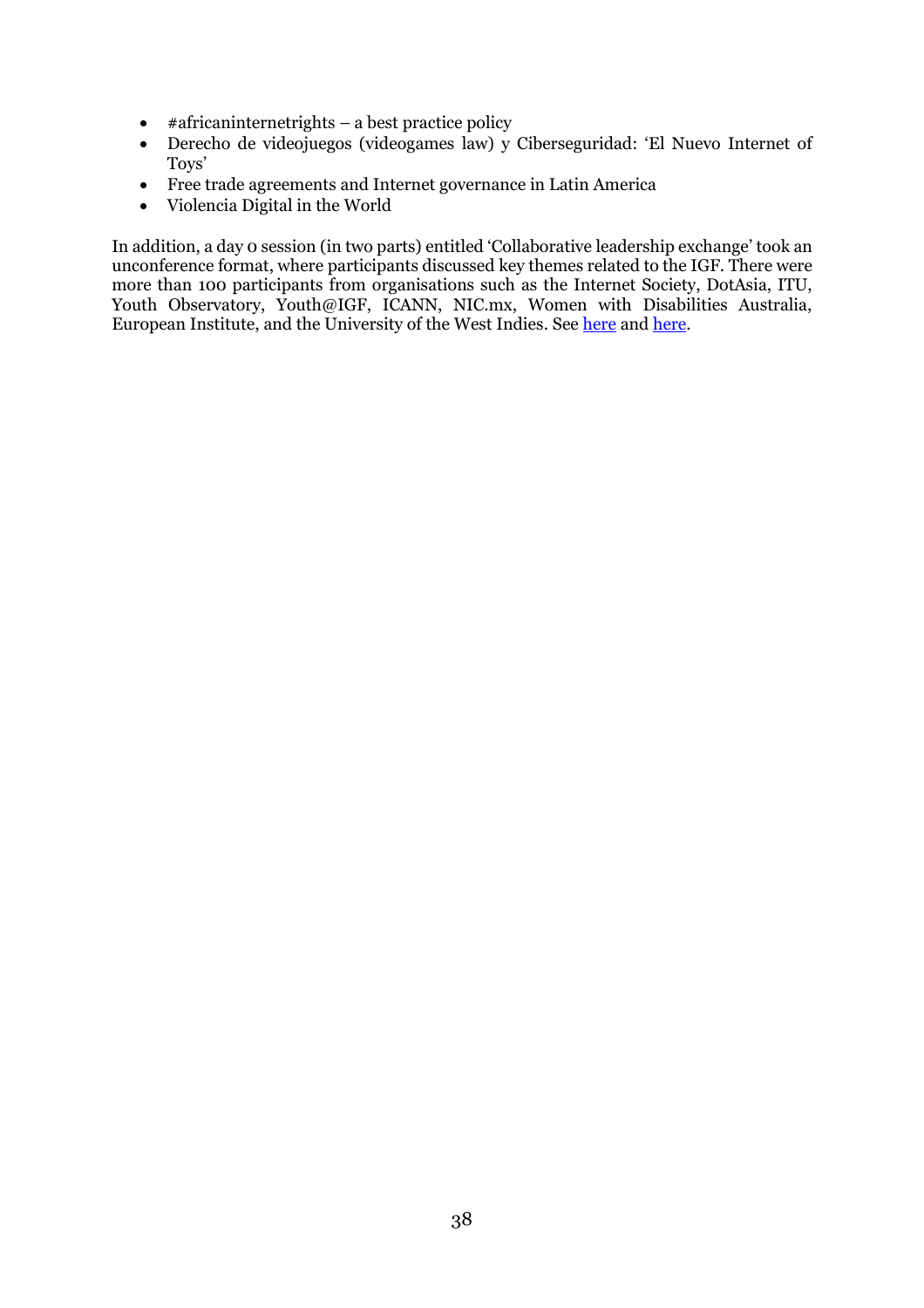- #africaninternetrights – a best practice policy
- Derecho de videojuegos (videogames law) y Ciberseguridad: 'El Nuevo Internet of Toys'
- Free trade agreements and Internet governance in Latin America
- Violencia Digital in the World

In addition, a day 0 session (in two parts) entitled 'Collaborative leadership exchange' took an unconference format, where participants discussed key themes related to the IGF. There were more than 100 participants from organisations such as the Internet Society, DotAsia, ITU, Youth Observatory, Youth@IGF, ICANN, NIC.mx, Women with Disabilities Australia, European Institute, and the University of the West Indies. See here and here.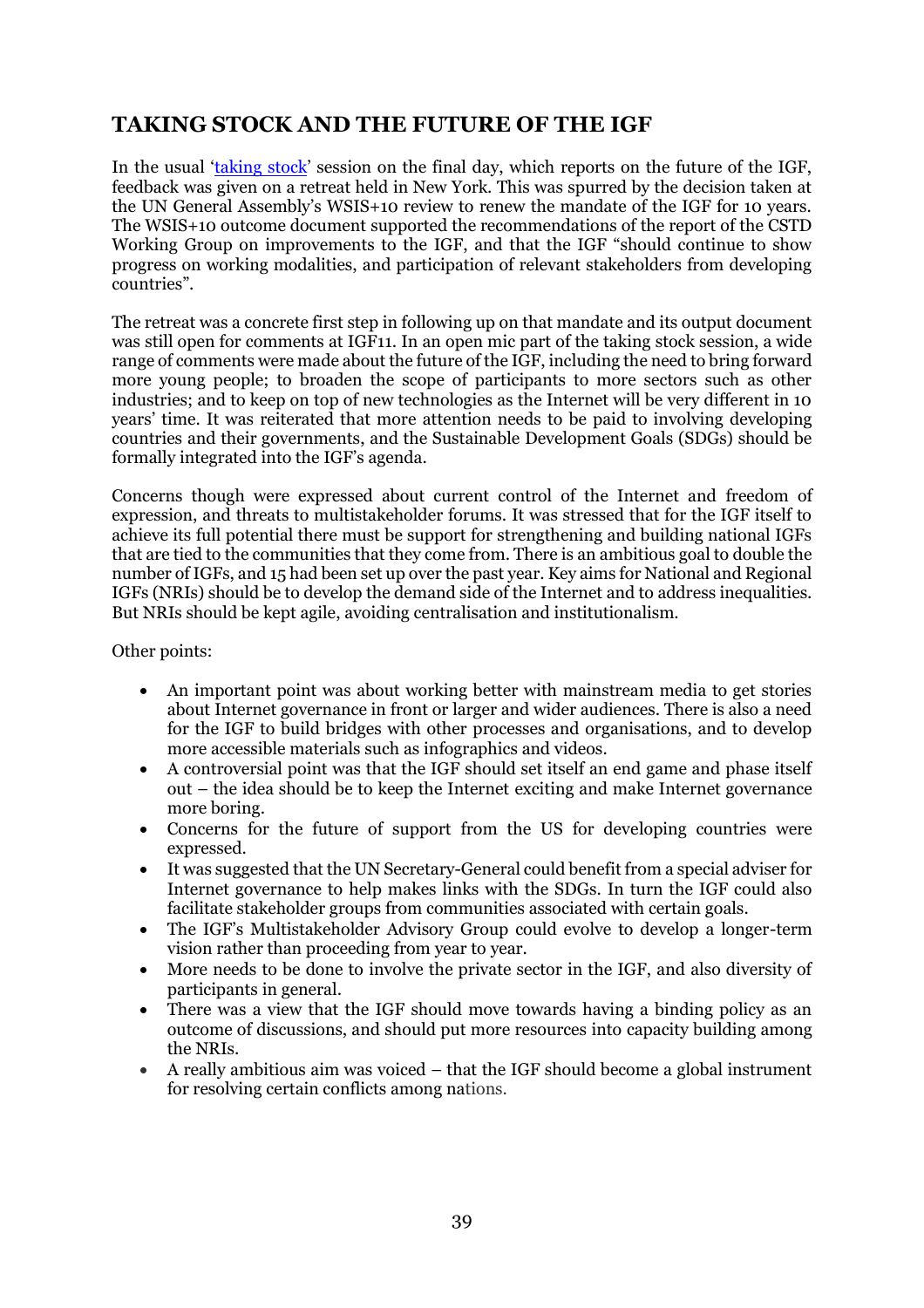## TAKING STOCK AND THE FUTURE OF THE IGF

In the usual 'taking stock' session on the final day, which reports on the future of the IGF, feedback was given on a retreat held in New York. This was spurred by the decision taken at the UN General Assembly's WSIS+10 review to renew the mandate of the IGF for 10 years. The WSIS+10 outcome document supported the recommendations of the report of the CSTD Working Group on improvements to the IGF, and that the IGF "should continue to show progress on working modalities, and participation of relevant stakeholders from developing countries".

The retreat was a concrete first step in following up on that mandate and its output document was still open for comments at IGF11. In an open mic part of the taking stock session, a wide range of comments were made about the future of the IGF, including the need to bring forward more young people; to broaden the scope of participants to more sectors such as other industries; and to keep on top of new technologies as the Internet will be very different in 10 years' time. It was reiterated that more attention needs to be paid to involving developing countries and their governments, and the Sustainable Development Goals (SDGs) should be formally integrated into the IGF's agenda.

Concerns though were expressed about current control of the Internet and freedom of expression, and threats to multistakeholder forums. It was stressed that for the IGF itself to achieve its full potential there must be support for strengthening and building national IGFs that are tied to the communities that they come from. There is an ambitious goal to double the number of IGFs, and 15 had been set up over the past year. Key aims for National and Regional IGFs (NRIs) should be to develop the demand side of the Internet and to address inequalities. But NRIs should be kept agile, avoiding centralisation and institutionalism.

Other points:

- An important point was about working better with mainstream media to get stories about Internet governance in front or larger and wider audiences. There is also a need for the IGF to build bridges with other processes and organisations, and to develop more accessible materials such as infographics and videos.
- A controversial point was that the IGF should set itself an end game and phase itself out – the idea should be to keep the Internet exciting and make Internet governance more boring.
- Concerns for the future of support from the US for developing countries were expressed.
- It was suggested that the UN Secretary-General could benefit from a special adviser for Internet governance to help makes links with the SDGs. In turn the IGF could also facilitate stakeholder groups from communities associated with certain goals.
- The IGF's Multistakeholder Advisory Group could evolve to develop a longer-term vision rather than proceeding from year to year.
- More needs to be done to involve the private sector in the IGF, and also diversity of participants in general.
- There was a view that the IGF should move towards having a binding policy as an outcome of discussions, and should put more resources into capacity building among the NRIs.
- A really ambitious aim was voiced – that the IGF should become a global instrument for resolving certain conflicts among nations.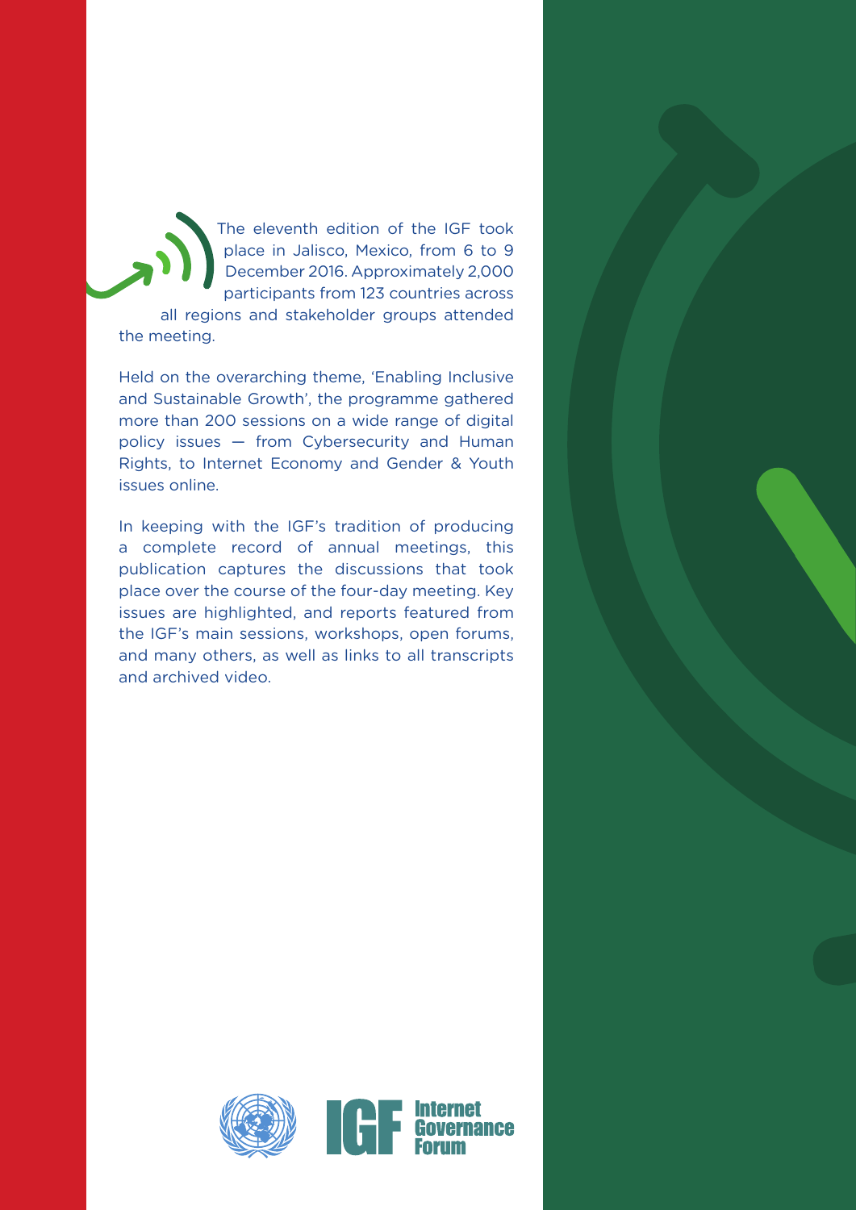The eleventh edition of the IGF took place in Jalisco, Mexico, from 6 to 9 December 2016. Approximately 2,000 participants from 123 countries across all regions and stakeholder groups attended the meeting.

Held on the overarching theme, 'Enabling Inclusive and Sustainable Growth', the programme gathered more than 200 sessions on a wide range of digital policy issues — from Cybersecurity and Human Rights, to Internet Economy and Gender & Youth issues online.

In keeping with the IGF's tradition of producing a complete record of annual meetings, this publication captures the discussions that took place over the course of the four-day meeting. Key issues are highlighted, and reports featured from the IGF's main sessions, workshops, open forums, and many others, as well as links to all transcripts and archived video.

IGF Internet Governance Forum